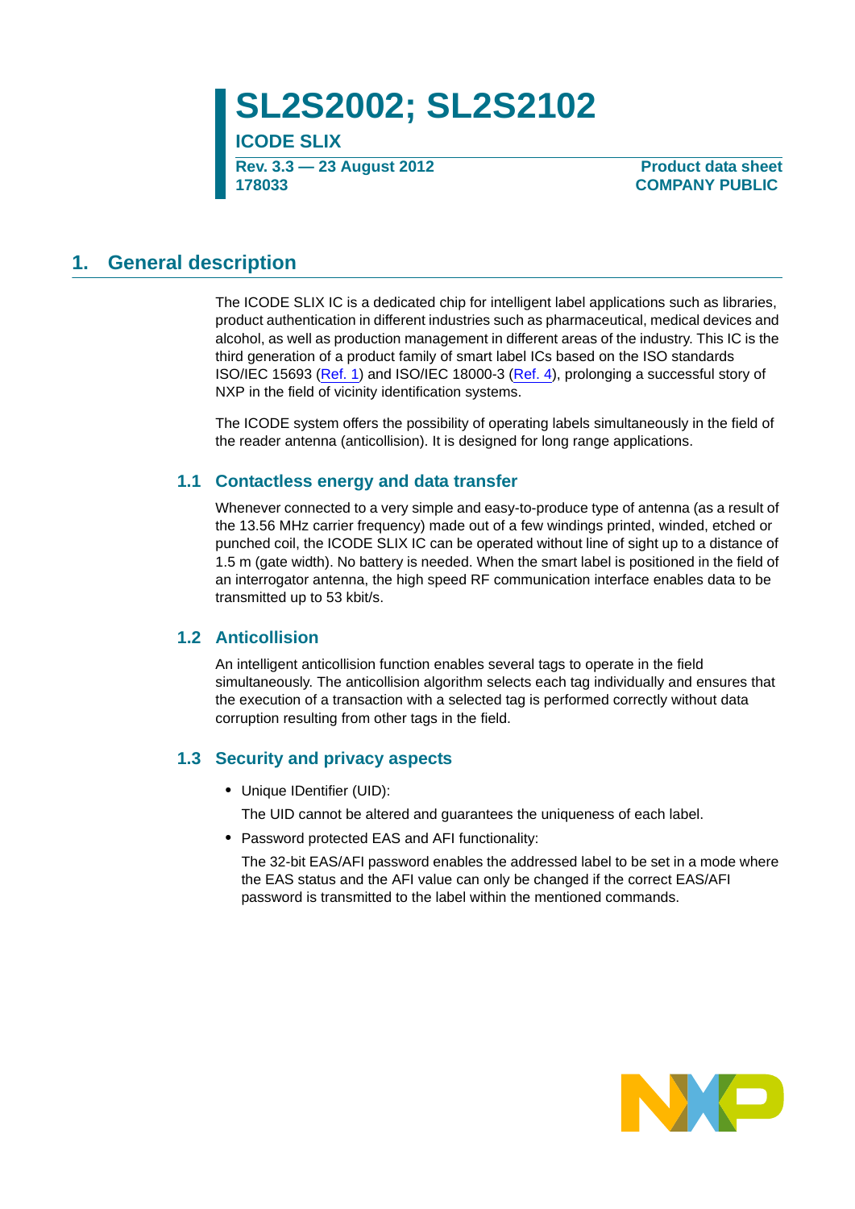# SL2S2002; SL2S2102

## ICODE SLIX

**Rev. 3.3 — 23 August 2012**
**178033**

**Product data sheet**
**COMPANY PUBLIC**

## 1. General description

The ICODE SLIX IC is a dedicated chip for intelligent label applications such as libraries, product authentication in different industries such as pharmaceutical, medical devices and alcohol, as well as production management in different areas of the industry. This IC is the third generation of a product family of smart label ICs based on the ISO standards ISO/IEC 15693 (Ref. 1) and ISO/IEC 18000-3 (Ref. 4), prolonging a successful story of NXP in the field of vicinity identification systems.

The ICODE system offers the possibility of operating labels simultaneously in the field of the reader antenna (anticollision). It is designed for long range applications.

### 1.1 Contactless energy and data transfer

Whenever connected to a very simple and easy-to-produce type of antenna (as a result of the 13.56 MHz carrier frequency) made out of a few windings printed, winded, etched or punched coil, the ICODE SLIX IC can be operated without line of sight up to a distance of 1.5 m (gate width). No battery is needed. When the smart label is positioned in the field of an interrogator antenna, the high speed RF communication interface enables data to be transmitted up to 53 kbit/s.

### 1.2 Anticollision

An intelligent anticollision function enables several tags to operate in the field simultaneously. The anticollision algorithm selects each tag individually and ensures that the execution of a transaction with a selected tag is performed correctly without data corruption resulting from other tags in the field.

### 1.3 Security and privacy aspects

- Unique IDentifier (UID):

  The UID cannot be altered and guarantees the uniqueness of each label.

- Password protected EAS and AFI functionality:

  The 32-bit EAS/AFI password enables the addressed label to be set in a mode where the EAS status and the AFI value can only be changed if the correct EAS/AFI password is transmitted to the label within the mentioned commands.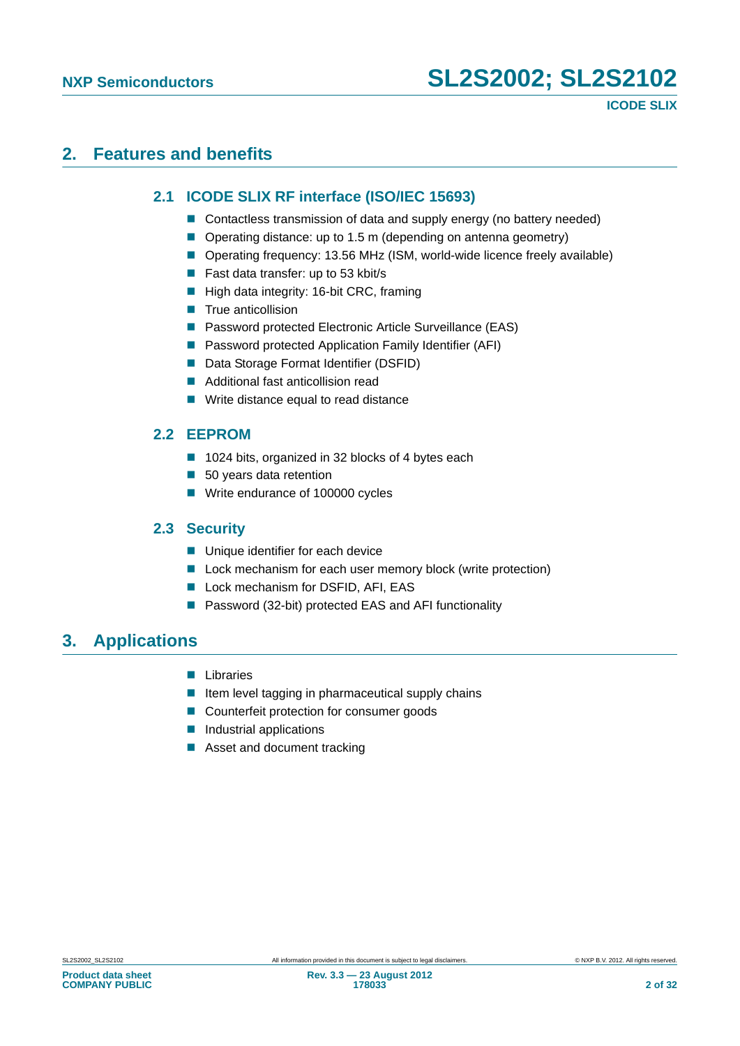## 2. Features and benefits

### 2.1 ICODE SLIX RF interface (ISO/IEC 15693)

- Contactless transmission of data and supply energy (no battery needed)
- Operating distance: up to 1.5 m (depending on antenna geometry)
- Operating frequency: 13.56 MHz (ISM, world-wide licence freely available)
- Fast data transfer: up to 53 kbit/s
- High data integrity: 16-bit CRC, framing
- True anticollision
- Password protected Electronic Article Surveillance (EAS)
- Password protected Application Family Identifier (AFI)
- Data Storage Format Identifier (DSFID)
- Additional fast anticollision read
- Write distance equal to read distance

### 2.2 EEPROM

- 1024 bits, organized in 32 blocks of 4 bytes each
- 50 years data retention
- Write endurance of 100000 cycles

### 2.3 Security

- Unique identifier for each device
- Lock mechanism for each user memory block (write protection)
- Lock mechanism for DSFID, AFI, EAS
- Password (32-bit) protected EAS and AFI functionality

## 3. Applications

- Libraries
- Item level tagging in pharmaceutical supply chains
- Counterfeit protection for consumer goods
- Industrial applications
- Asset and document tracking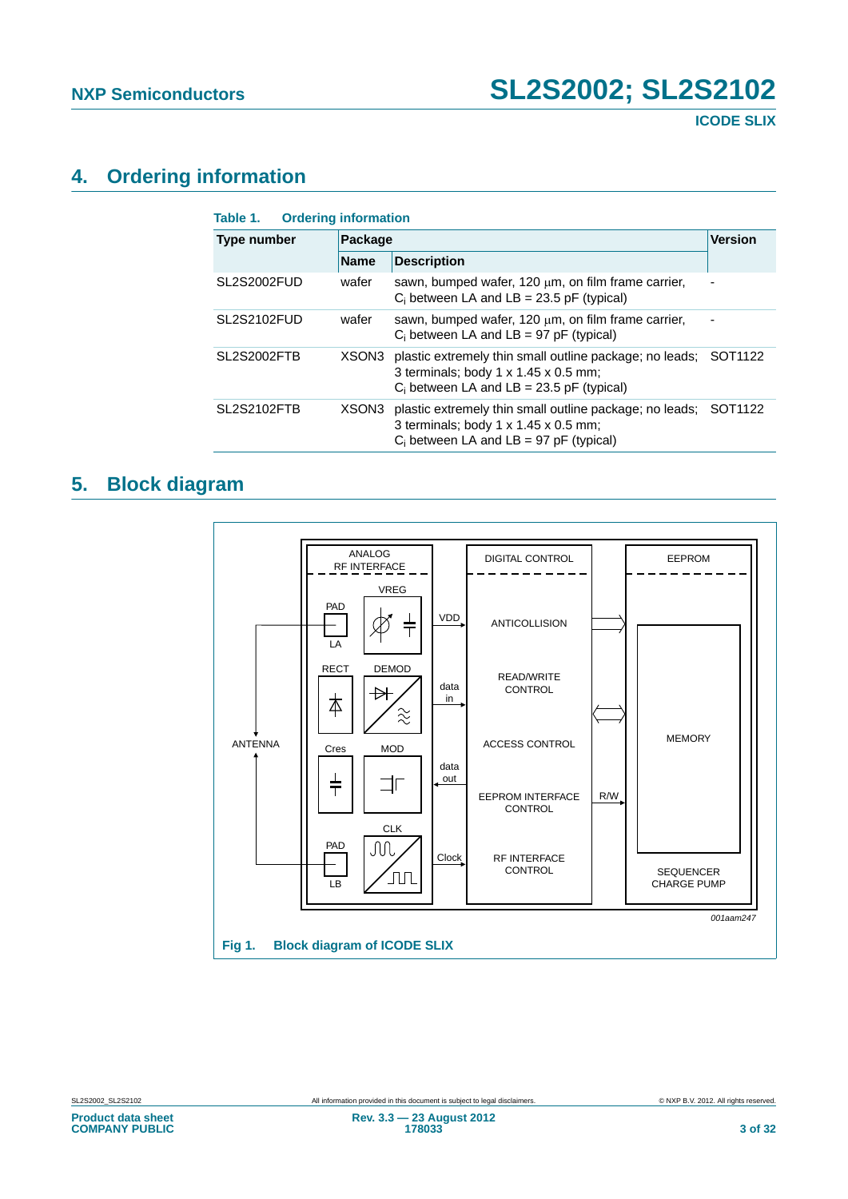## 4. Ordering information

**Table 1. Ordering information**

| Type number | Package | | Version |
|---|---|---|---|
| | Name | Description | |
| SL2S2002FUD | wafer | sawn, bumped wafer, 120 μm, on film frame carrier, $C_i$ between LA and LB = 23.5 pF (typical) | - |
| SL2S2102FUD | wafer | sawn, bumped wafer, 120 μm, on film frame carrier, $C_i$ between LA and LB = 97 pF (typical) | - |
| SL2S2002FTB | XSON3 | plastic extremely thin small outline package; no leads; 3 terminals; body 1 x 1.45 x 0.5 mm; $C_i$ between LA and LB = 23.5 pF (typical) | SOT1122 |
| SL2S2102FTB | XSON3 | plastic extremely thin small outline package; no leads; 3 terminals; body 1 x 1.45 x 0.5 mm; $C_i$ between LA and LB = 97 pF (typical) | SOT1122 |

## 5. Block diagram

ANALOG RF INTERFACE
VREG
PAD
LA
RECT
DEMOD
Cres
MOD
CLK
PAD
LB
ANTENNA
VDD
data in
data out
Clock
DIGITAL CONTROL
ANTICOLLISION
READ/WRITE CONTROL
ACCESS CONTROL
EEPROM INTERFACE CONTROL
RF INTERFACE CONTROL
R/W
EEPROM
MEMORY
SEQUENCER CHARGE PUMP

001aam247

**Fig 1. Block diagram of ICODE SLIX**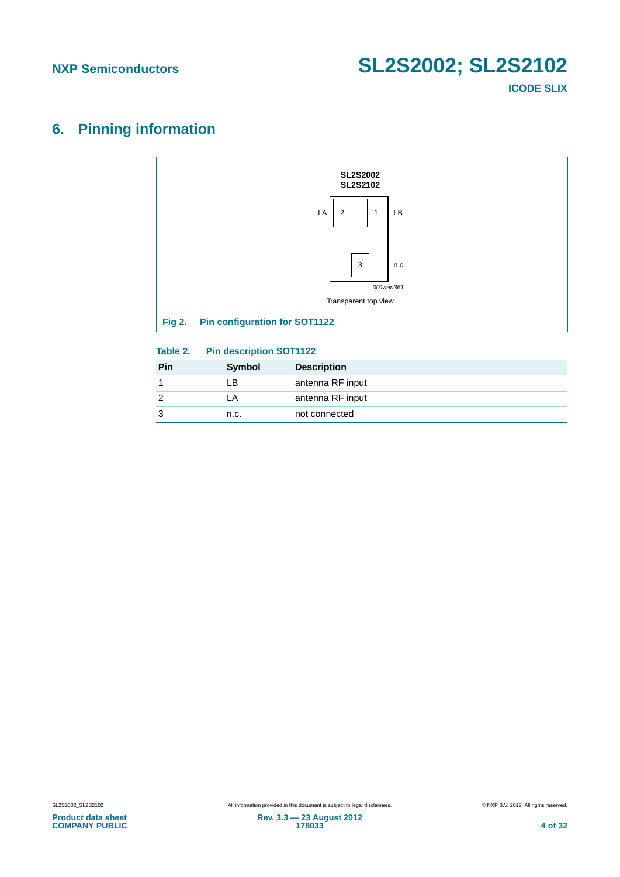## 6. Pinning information

SL2S2002
SL2S2102

LA 2 1 LB

3 n.c.

001aan361

Transparent top view

**Fig 2. Pin configuration for SOT1122**

**Table 2. Pin description SOT1122**

| Pin | Symbol | Description |
|---|---|---|
| 1 | LB | antenna RF input |
| 2 | LA | antenna RF input |
| 3 | n.c. | not connected |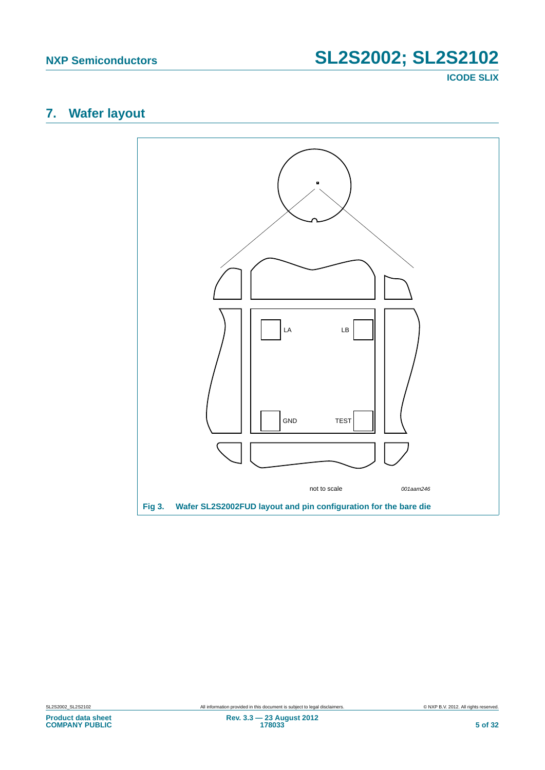## 7. Wafer layout

LA

LB

GND

TEST

not to scale

*001aam246*

**Fig 3. Wafer SL2S2002FUD layout and pin configuration for the bare die**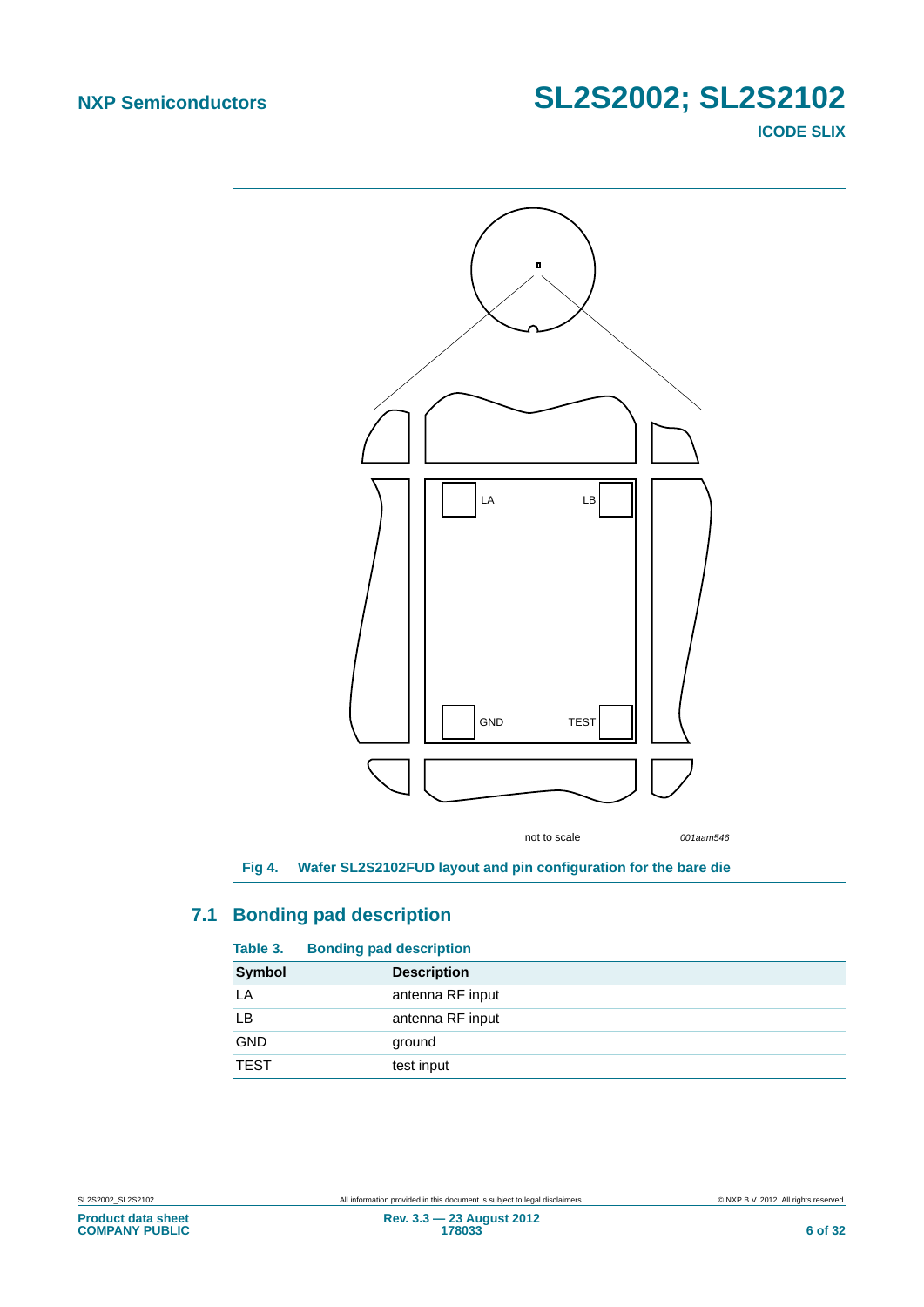LA

LB

GND

TEST

not to scale

*001aam546*

**Fig 4. Wafer SL2S2102FUD layout and pin configuration for the bare die**

## 7.1 Bonding pad description

**Table 3. Bonding pad description**

| Symbol | Description |
|---|---|
| LA | antenna RF input |
| LB | antenna RF input |
| GND | ground |
| TEST | test input |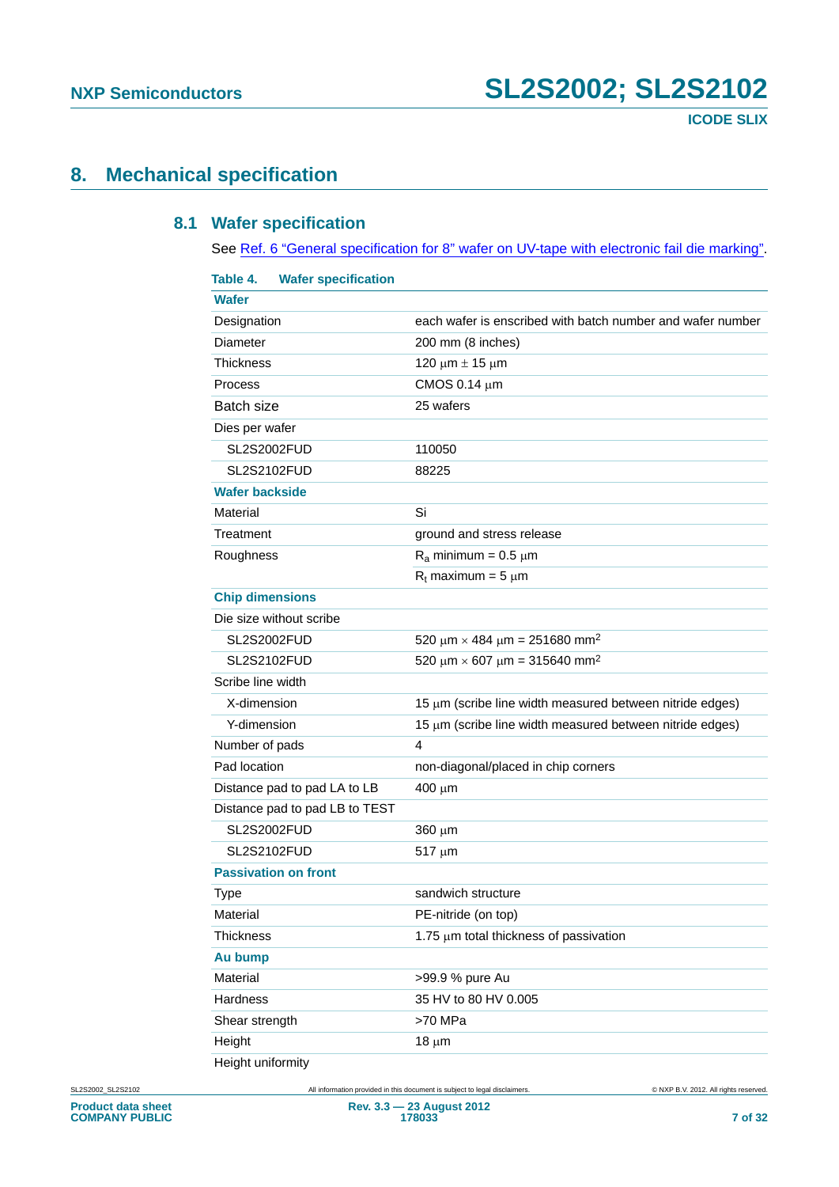## 8. Mechanical specification

### 8.1 Wafer specification

See Ref. 6 "General specification for 8" wafer on UV-tape with electronic fail die marking".

**Table 4. Wafer specification**

| **Wafer** | |
|---|---|
| Designation | each wafer is enscribed with batch number and wafer number |
| Diameter | 200 mm (8 inches) |
| Thickness | 120 μm ± 15 μm |
| Process | CMOS 0.14 μm |
| Batch size | 25 wafers |
| Dies per wafer | |
| SL2S2002FUD | 110050 |
| SL2S2102FUD | 88225 |
| **Wafer backside** | |
| Material | Si |
| Treatment | ground and stress release |
| Roughness | $R_a$ minimum = 0.5 μm |
| | $R_t$ maximum = 5 μm |
| **Chip dimensions** | |
| Die size without scribe | |
| SL2S2002FUD | 520 μm × 484 μm = 251680 $mm^2$ |
| SL2S2102FUD | 520 μm × 607 μm = 315640 $mm^2$ |
| Scribe line width | |
| X-dimension | 15 μm (scribe line width measured between nitride edges) |
| Y-dimension | 15 μm (scribe line width measured between nitride edges) |
| Number of pads | 4 |
| Pad location | non-diagonal/placed in chip corners |
| Distance pad to pad LA to LB | 400 μm |
| Distance pad to pad LB to TEST | |
| SL2S2002FUD | 360 μm |
| SL2S2102FUD | 517 μm |
| **Passivation on front** | |
| Type | sandwich structure |
| Material | PE-nitride (on top) |
| Thickness | 1.75 μm total thickness of passivation |
| **Au bump** | |
| Material | >99.9 % pure Au |
| Hardness | 35 HV to 80 HV 0.005 |
| Shear strength | >70 MPa |
| Height | 18 μm |
| Height uniformity | |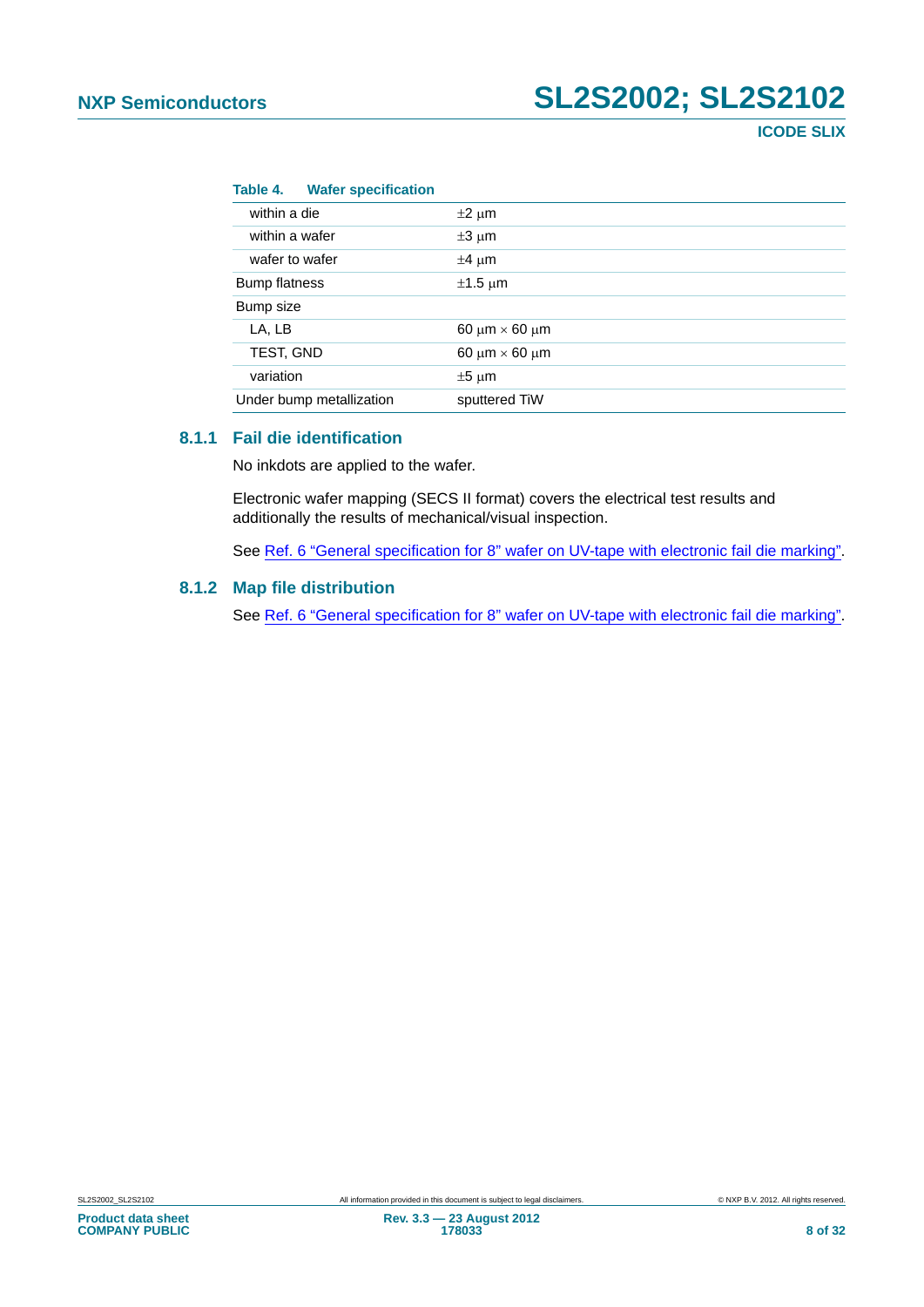**Table 4. Wafer specification**

| | |
|---|---|
| within a die | ±2 μm |
| within a wafer | ±3 μm |
| wafer to wafer | ±4 μm |
| Bump flatness | ±1.5 μm |
| Bump size | |
| LA, LB | 60 μm × 60 μm |
| TEST, GND | 60 μm × 60 μm |
| variation | ±5 μm |
| Under bump metallization | sputtered TiW |

### 8.1.1 Fail die identification

No inkdots are applied to the wafer.

Electronic wafer mapping (SECS II format) covers the electrical test results and additionally the results of mechanical/visual inspection.

See Ref. 6 "General specification for 8" wafer on UV-tape with electronic fail die marking".

### 8.1.2 Map file distribution

See Ref. 6 "General specification for 8" wafer on UV-tape with electronic fail die marking".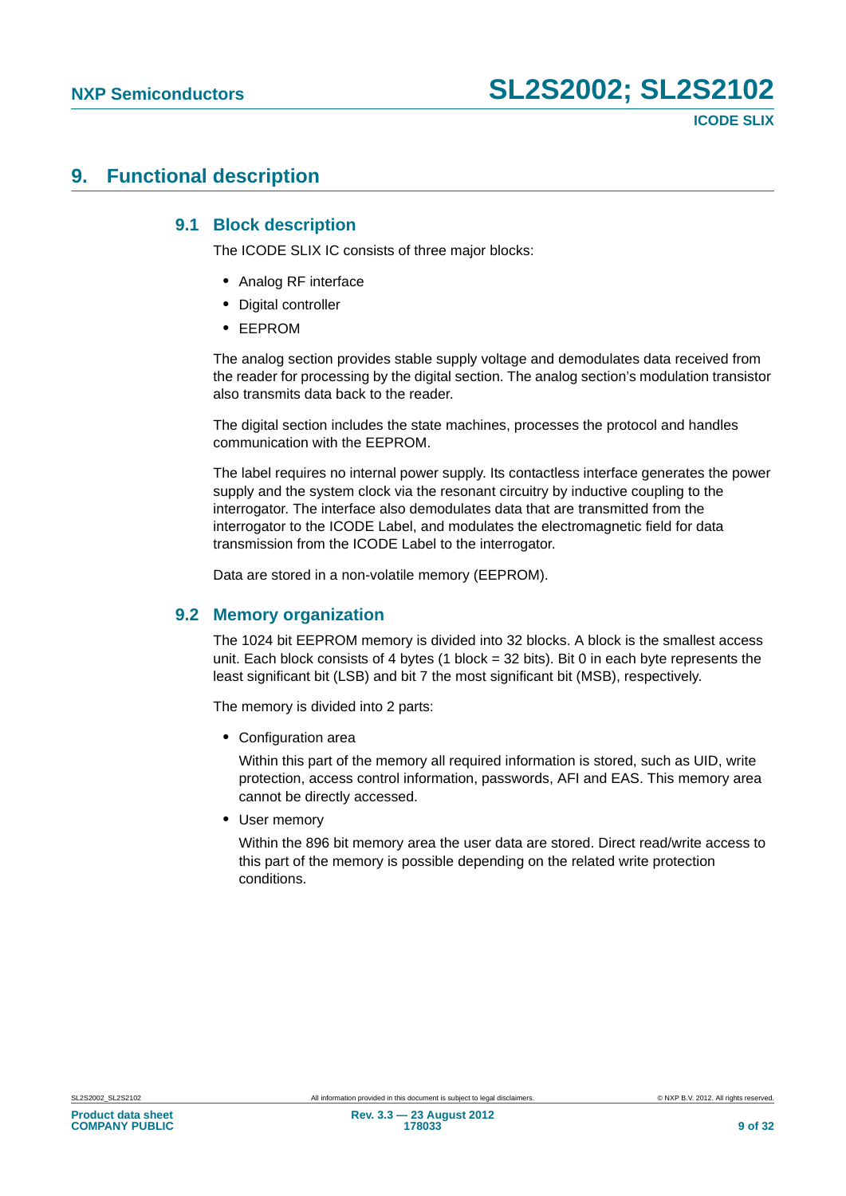# 9. Functional description

## 9.1 Block description

The ICODE SLIX IC consists of three major blocks:

- Analog RF interface
- Digital controller
- EEPROM

The analog section provides stable supply voltage and demodulates data received from the reader for processing by the digital section. The analog section's modulation transistor also transmits data back to the reader.

The digital section includes the state machines, processes the protocol and handles communication with the EEPROM.

The label requires no internal power supply. Its contactless interface generates the power supply and the system clock via the resonant circuitry by inductive coupling to the interrogator. The interface also demodulates data that are transmitted from the interrogator to the ICODE Label, and modulates the electromagnetic field for data transmission from the ICODE Label to the interrogator.

Data are stored in a non-volatile memory (EEPROM).

## 9.2 Memory organization

The 1024 bit EEPROM memory is divided into 32 blocks. A block is the smallest access unit. Each block consists of 4 bytes (1 block = 32 bits). Bit 0 in each byte represents the least significant bit (LSB) and bit 7 the most significant bit (MSB), respectively.

The memory is divided into 2 parts:

- Configuration area

  Within this part of the memory all required information is stored, such as UID, write protection, access control information, passwords, AFI and EAS. This memory area cannot be directly accessed.

- User memory

  Within the 896 bit memory area the user data are stored. Direct read/write access to this part of the memory is possible depending on the related write protection conditions.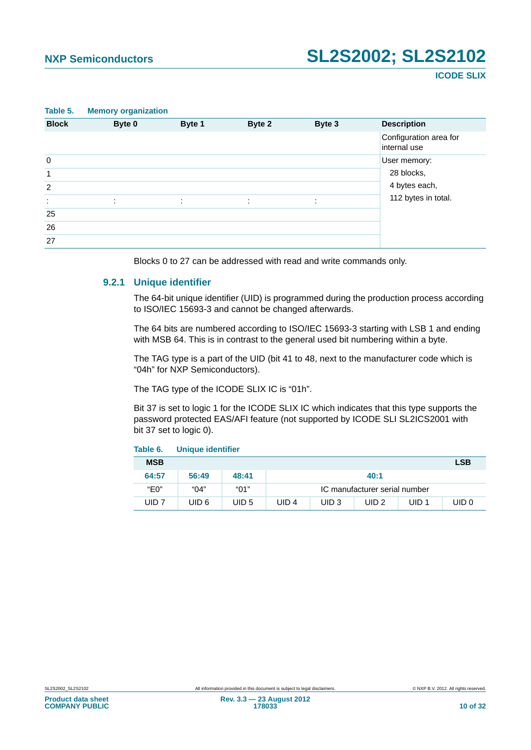**Table 5. Memory organization**

| Block | Byte 0 | Byte 1 | Byte 2 | Byte 3 | Description |
|---|---|---|---|---|---|
| | | | | | Configuration area for internal use |
| 0 | | | | | User memory: |
| 1 | | | | | 28 blocks, |
| 2 | | | | | 4 bytes each, |
| : | : | : | : | : | 112 bytes in total. |
| 25 | | | | | |
| 26 | | | | | |
| 27 | | | | | |

Blocks 0 to 27 can be addressed with read and write commands only.

### 9.2.1 Unique identifier

The 64-bit unique identifier (UID) is programmed during the production process according to ISO/IEC 15693-3 and cannot be changed afterwards.

The 64 bits are numbered according to ISO/IEC 15693-3 starting with LSB 1 and ending with MSB 64. This is in contrast to the general used bit numbering within a byte.

The TAG type is a part of the UID (bit 41 to 48, next to the manufacturer code which is "04h" for NXP Semiconductors).

The TAG type of the ICODE SLIX IC is "01h".

Bit 37 is set to logic 1 for the ICODE SLIX IC which indicates that this type supports the password protected EAS/AFI feature (not supported by ICODE SLI SL2ICS2001 with bit 37 set to logic 0).

**Table 6. Unique identifier**

| MSB | | | | | | | LSB |
|---|---|---|---|---|---|---|---|
| **64:57** | **56:49** | **48:41** | **40:1** | | | | |
| "E0" | "04" | "01" | IC manufacturer serial number | | | | |
| UID 7 | UID 6 | UID 5 | UID 4 | UID 3 | UID 2 | UID 1 | UID 0 |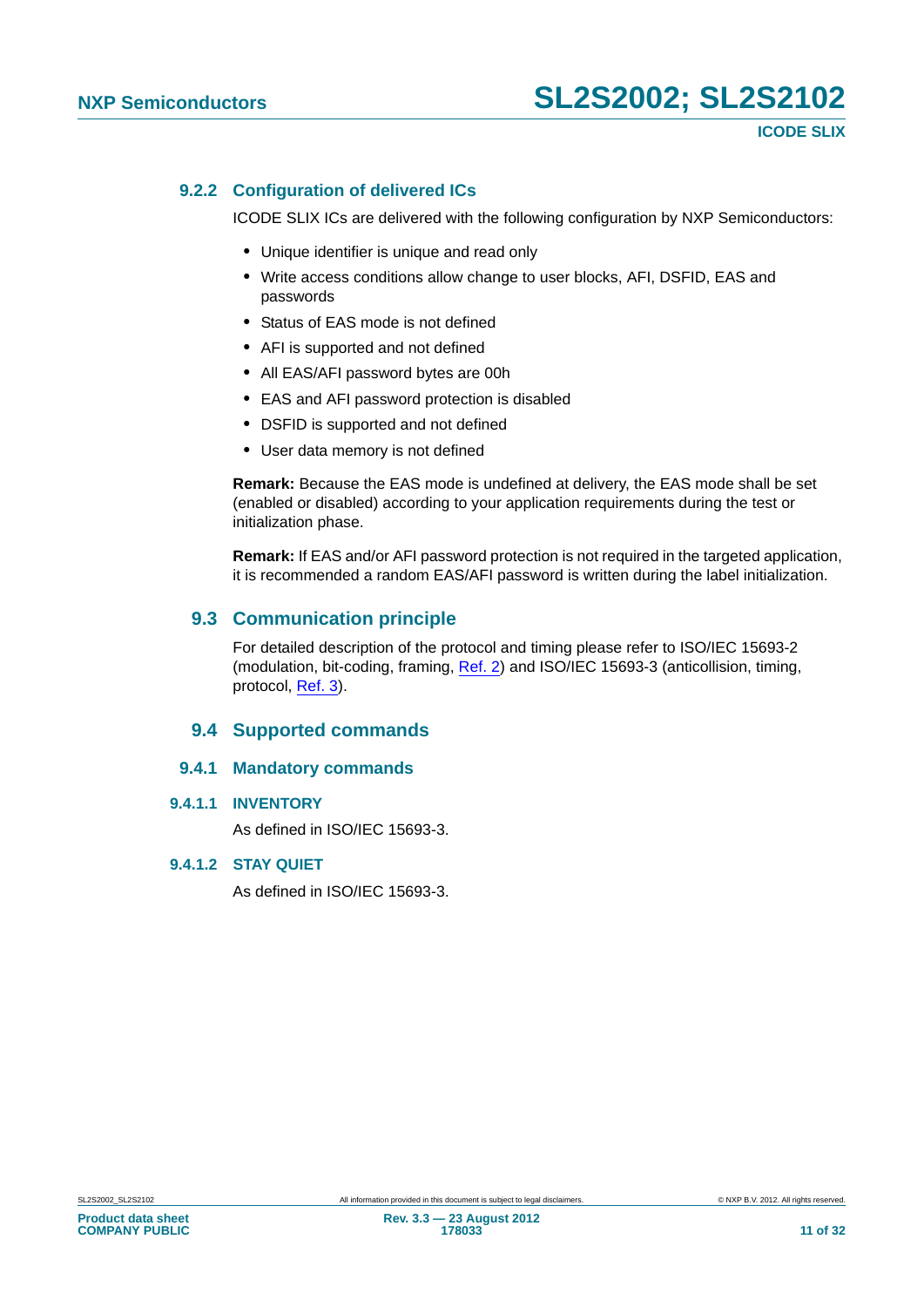### 9.2.2 Configuration of delivered ICs

ICODE SLIX ICs are delivered with the following configuration by NXP Semiconductors:

- Unique identifier is unique and read only
- Write access conditions allow change to user blocks, AFI, DSFID, EAS and passwords
- Status of EAS mode is not defined
- AFI is supported and not defined
- All EAS/AFI password bytes are 00h
- EAS and AFI password protection is disabled
- DSFID is supported and not defined
- User data memory is not defined

**Remark:** Because the EAS mode is undefined at delivery, the EAS mode shall be set (enabled or disabled) according to your application requirements during the test or initialization phase.

**Remark:** If EAS and/or AFI password protection is not required in the targeted application, it is recommended a random EAS/AFI password is written during the label initialization.

## 9.3 Communication principle

For detailed description of the protocol and timing please refer to ISO/IEC 15693-2 (modulation, bit-coding, framing, Ref. 2) and ISO/IEC 15693-3 (anticollision, timing, protocol, Ref. 3).

## 9.4 Supported commands

### 9.4.1 Mandatory commands

#### 9.4.1.1 INVENTORY

As defined in ISO/IEC 15693-3.

#### 9.4.1.2 STAY QUIET

As defined in ISO/IEC 15693-3.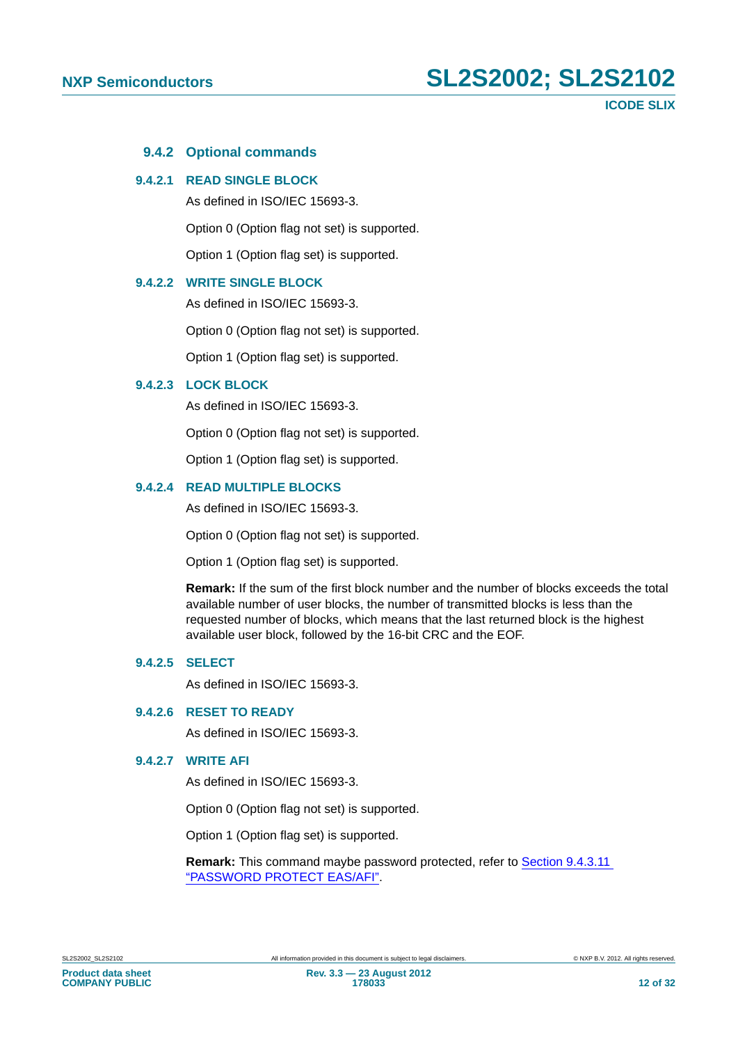### 9.4.2 Optional commands

#### 9.4.2.1 READ SINGLE BLOCK

As defined in ISO/IEC 15693-3.

Option 0 (Option flag not set) is supported.

Option 1 (Option flag set) is supported.

#### 9.4.2.2 WRITE SINGLE BLOCK

As defined in ISO/IEC 15693-3.

Option 0 (Option flag not set) is supported.

Option 1 (Option flag set) is supported.

#### 9.4.2.3 LOCK BLOCK

As defined in ISO/IEC 15693-3.

Option 0 (Option flag not set) is supported.

Option 1 (Option flag set) is supported.

#### 9.4.2.4 READ MULTIPLE BLOCKS

As defined in ISO/IEC 15693-3.

Option 0 (Option flag not set) is supported.

Option 1 (Option flag set) is supported.

**Remark:** If the sum of the first block number and the number of blocks exceeds the total available number of user blocks, the number of transmitted blocks is less than the requested number of blocks, which means that the last returned block is the highest available user block, followed by the 16-bit CRC and the EOF.

#### 9.4.2.5 SELECT

As defined in ISO/IEC 15693-3.

#### 9.4.2.6 RESET TO READY

As defined in ISO/IEC 15693-3.

#### 9.4.2.7 WRITE AFI

As defined in ISO/IEC 15693-3.

Option 0 (Option flag not set) is supported.

Option 1 (Option flag set) is supported.

**Remark:** This command maybe password protected, refer to Section 9.4.3.11 "PASSWORD PROTECT EAS/AFI".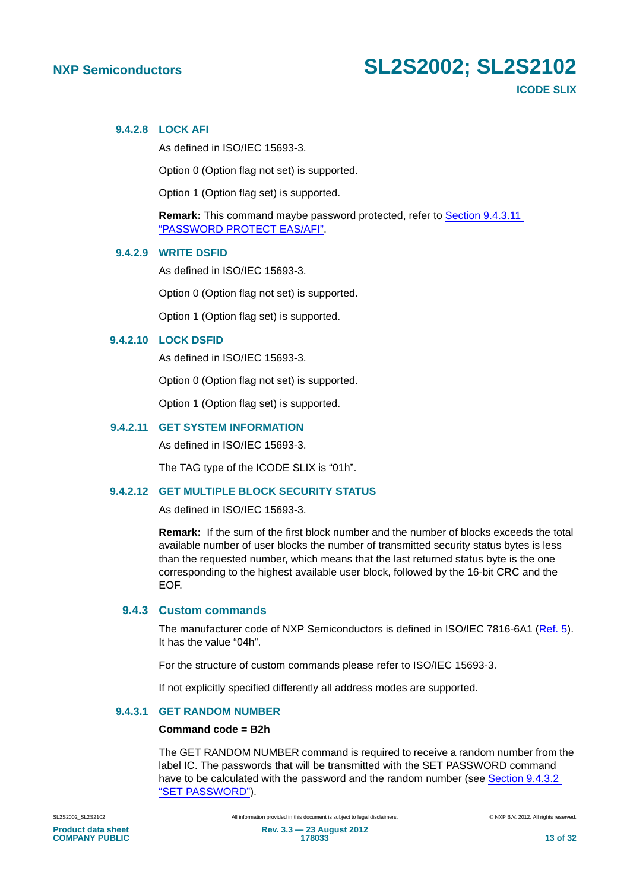#### 9.4.2.8 LOCK AFI

As defined in ISO/IEC 15693-3.

Option 0 (Option flag not set) is supported.

Option 1 (Option flag set) is supported.

**Remark:** This command maybe password protected, refer to Section 9.4.3.11 "PASSWORD PROTECT EAS/AFI".

#### 9.4.2.9 WRITE DSFID

As defined in ISO/IEC 15693-3.

Option 0 (Option flag not set) is supported.

Option 1 (Option flag set) is supported.

#### 9.4.2.10 LOCK DSFID

As defined in ISO/IEC 15693-3.

Option 0 (Option flag not set) is supported.

Option 1 (Option flag set) is supported.

#### 9.4.2.11 GET SYSTEM INFORMATION

As defined in ISO/IEC 15693-3.

The TAG type of the ICODE SLIX is "01h".

#### 9.4.2.12 GET MULTIPLE BLOCK SECURITY STATUS

As defined in ISO/IEC 15693-3.

**Remark:** If the sum of the first block number and the number of blocks exceeds the total available number of user blocks the number of transmitted security status bytes is less than the requested number, which means that the last returned status byte is the one corresponding to the highest available user block, followed by the 16-bit CRC and the EOF.

### 9.4.3 Custom commands

The manufacturer code of NXP Semiconductors is defined in ISO/IEC 7816-6A1 (Ref. 5). It has the value "04h".

For the structure of custom commands please refer to ISO/IEC 15693-3.

If not explicitly specified differently all address modes are supported.

#### 9.4.3.1 GET RANDOM NUMBER

**Command code = B2h**

The GET RANDOM NUMBER command is required to receive a random number from the label IC. The passwords that will be transmitted with the SET PASSWORD command have to be calculated with the password and the random number (see Section 9.4.3.2 "SET PASSWORD").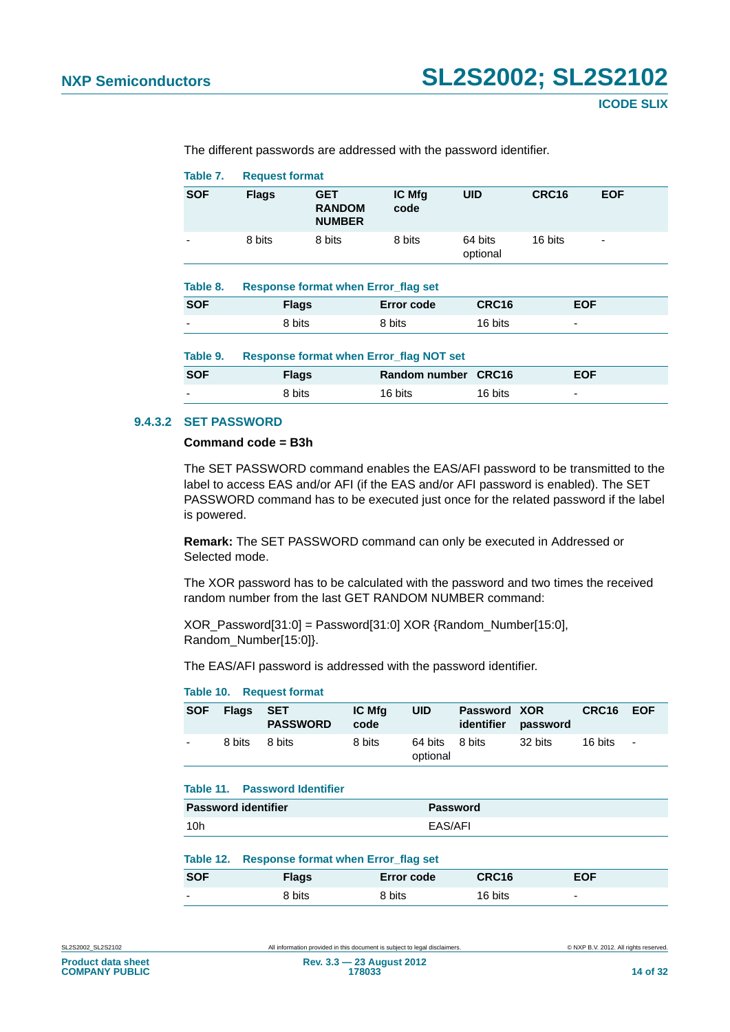The different passwords are addressed with the password identifier.

**Table 7. Request format**

| SOF | Flags | GET RANDOM NUMBER | IC Mfg code | UID | CRC16 | EOF |
|---|---|---|---|---|---|---|
| - | 8 bits | 8 bits | 8 bits | 64 bits optional | 16 bits | - |

**Table 8. Response format when Error_flag set**

| SOF | Flags | Error code | CRC16 | EOF |
|---|---|---|---|---|
| - | 8 bits | 8 bits | 16 bits | - |

**Table 9. Response format when Error_flag NOT set**

| SOF | Flags | Random number | CRC16 | EOF |
|---|---|---|---|---|
| - | 8 bits | 16 bits | 16 bits | - |

#### 9.4.3.2 SET PASSWORD

**Command code = B3h**

The SET PASSWORD command enables the EAS/AFI password to be transmitted to the label to access EAS and/or AFI (if the EAS and/or AFI password is enabled). The SET PASSWORD command has to be executed just once for the related password if the label is powered.

**Remark:** The SET PASSWORD command can only be executed in Addressed or Selected mode.

The XOR password has to be calculated with the password and two times the received random number from the last GET RANDOM NUMBER command:

XOR_Password[31:0] = Password[31:0] XOR {Random_Number[15:0], Random_Number[15:0]}.

The EAS/AFI password is addressed with the password identifier.

**Table 10. Request format**

| SOF | Flags | SET PASSWORD | IC Mfg code | UID | Password identifier | XOR password | CRC16 | EOF |
|---|---|---|---|---|---|---|---|---|
| - | 8 bits | 8 bits | 8 bits | 64 bits optional | 8 bits | 32 bits | 16 bits | - |

**Table 11. Password Identifier**

| Password identifier | Password |
|---|---|
| 10h | EAS/AFI |

**Table 12. Response format when Error_flag set**

| SOF | Flags | Error code | CRC16 | EOF |
|---|---|---|---|---|
| - | 8 bits | 8 bits | 16 bits | - |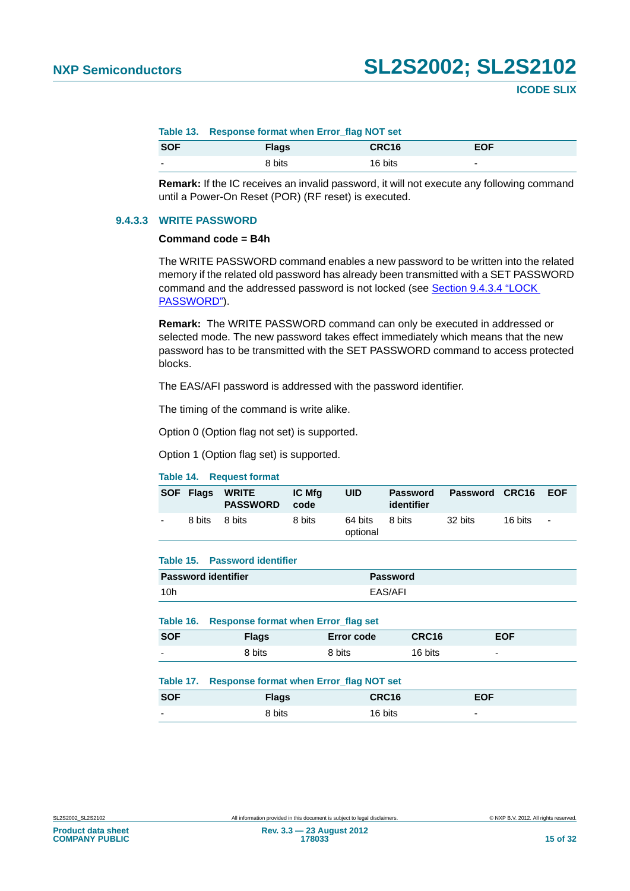Table 13. Response format when Error_flag NOT set

| SOF | Flags | CRC16 | EOF |
|---|---|---|---|
| - | 8 bits | 16 bits | - |

**Remark:** If the IC receives an invalid password, it will not execute any following command until a Power-On Reset (POR) (RF reset) is executed.

### 9.4.3.3 WRITE PASSWORD

**Command code = B4h**

The WRITE PASSWORD command enables a new password to be written into the related memory if the related old password has already been transmitted with a SET PASSWORD command and the addressed password is not locked (see Section 9.4.3.4 "LOCK PASSWORD").

**Remark:** The WRITE PASSWORD command can only be executed in addressed or selected mode. The new password takes effect immediately which means that the new password has to be transmitted with the SET PASSWORD command to access protected blocks.

The EAS/AFI password is addressed with the password identifier.

The timing of the command is write alike.

Option 0 (Option flag not set) is supported.

Option 1 (Option flag set) is supported.

Table 14. Request format

| SOF | Flags | WRITE PASSWORD | IC Mfg code | UID | Password identifier | Password | CRC16 | EOF |
|---|---|---|---|---|---|---|---|---|
| - | 8 bits | 8 bits | 8 bits | 64 bits optional | 8 bits | 32 bits | 16 bits | - |

Table 15. Password identifier

| Password identifier | Password |
|---|---|
| 10h | EAS/AFI |

Table 16. Response format when Error_flag set

| SOF | Flags | Error code | CRC16 | EOF |
|---|---|---|---|---|
| - | 8 bits | 8 bits | 16 bits | - |

Table 17. Response format when Error_flag NOT set

| SOF | Flags | CRC16 | EOF |
|---|---|---|---|
| - | 8 bits | 16 bits | - |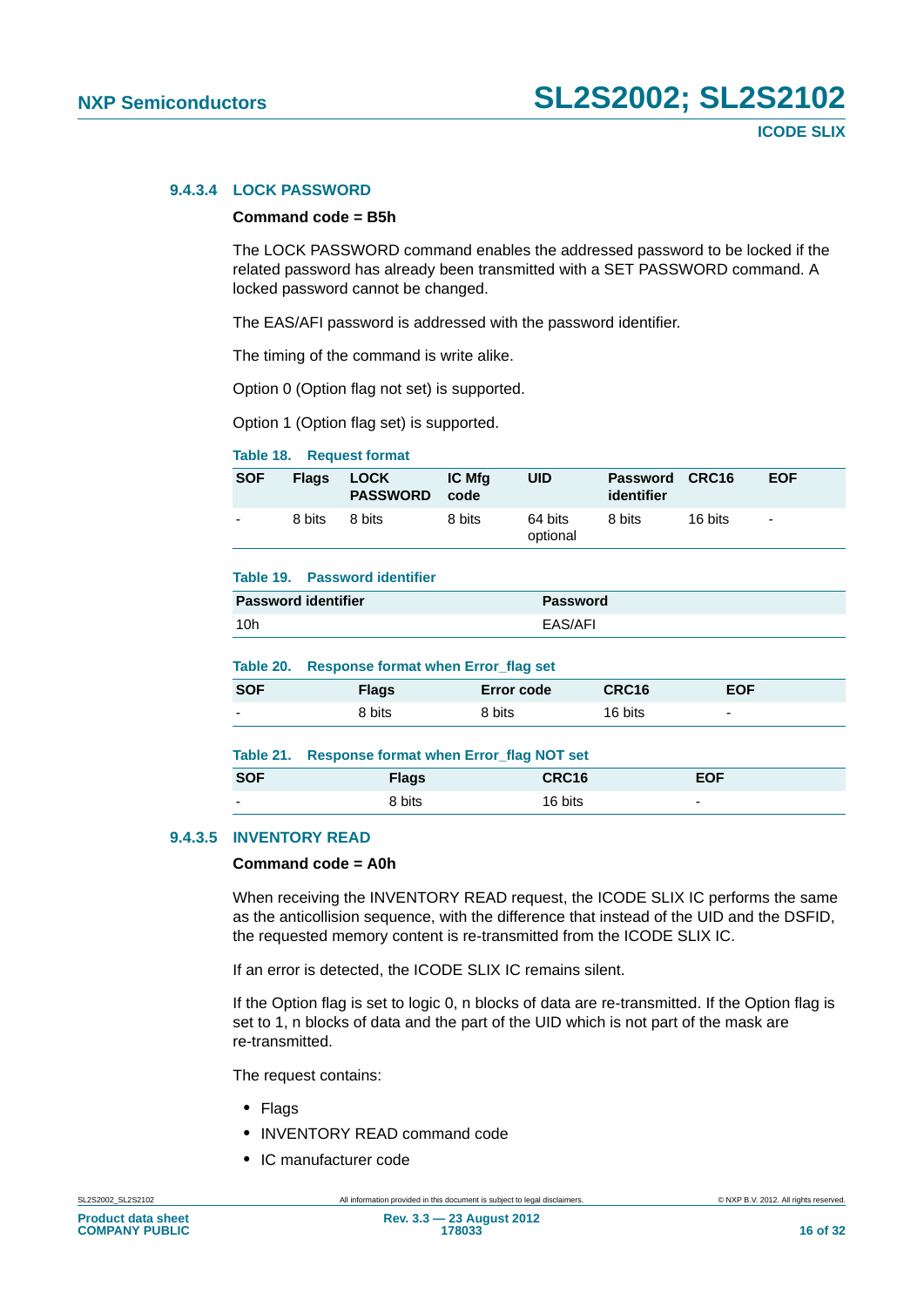#### 9.4.3.4 LOCK PASSWORD

**Command code = B5h**

The LOCK PASSWORD command enables the addressed password to be locked if the related password has already been transmitted with a SET PASSWORD command. A locked password cannot be changed.

The EAS/AFI password is addressed with the password identifier.

The timing of the command is write alike.

Option 0 (Option flag not set) is supported.

Option 1 (Option flag set) is supported.

**Table 18. Request format**

| SOF | Flags | LOCK PASSWORD | IC Mfg code | UID | Password identifier | CRC16 | EOF |
|---|---|---|---|---|---|---|---|
| - | 8 bits | 8 bits | 8 bits | 64 bits optional | 8 bits | 16 bits | - |

**Table 19. Password identifier**

| Password identifier | Password |
|---|---|
| 10h | EAS/AFI |

**Table 20. Response format when Error_flag set**

| SOF | Flags | Error code | CRC16 | EOF |
|---|---|---|---|---|
| - | 8 bits | 8 bits | 16 bits | - |

**Table 21. Response format when Error_flag NOT set**

| SOF | Flags | CRC16 | EOF |
|---|---|---|---|
| - | 8 bits | 16 bits | - |

#### 9.4.3.5 INVENTORY READ

**Command code = A0h**

When receiving the INVENTORY READ request, the ICODE SLIX IC performs the same as the anticollision sequence, with the difference that instead of the UID and the DSFID, the requested memory content is re-transmitted from the ICODE SLIX IC.

If an error is detected, the ICODE SLIX IC remains silent.

If the Option flag is set to logic 0, n blocks of data are re-transmitted. If the Option flag is set to 1, n blocks of data and the part of the UID which is not part of the mask are re-transmitted.

The request contains:

- Flags
- INVENTORY READ command code
- IC manufacturer code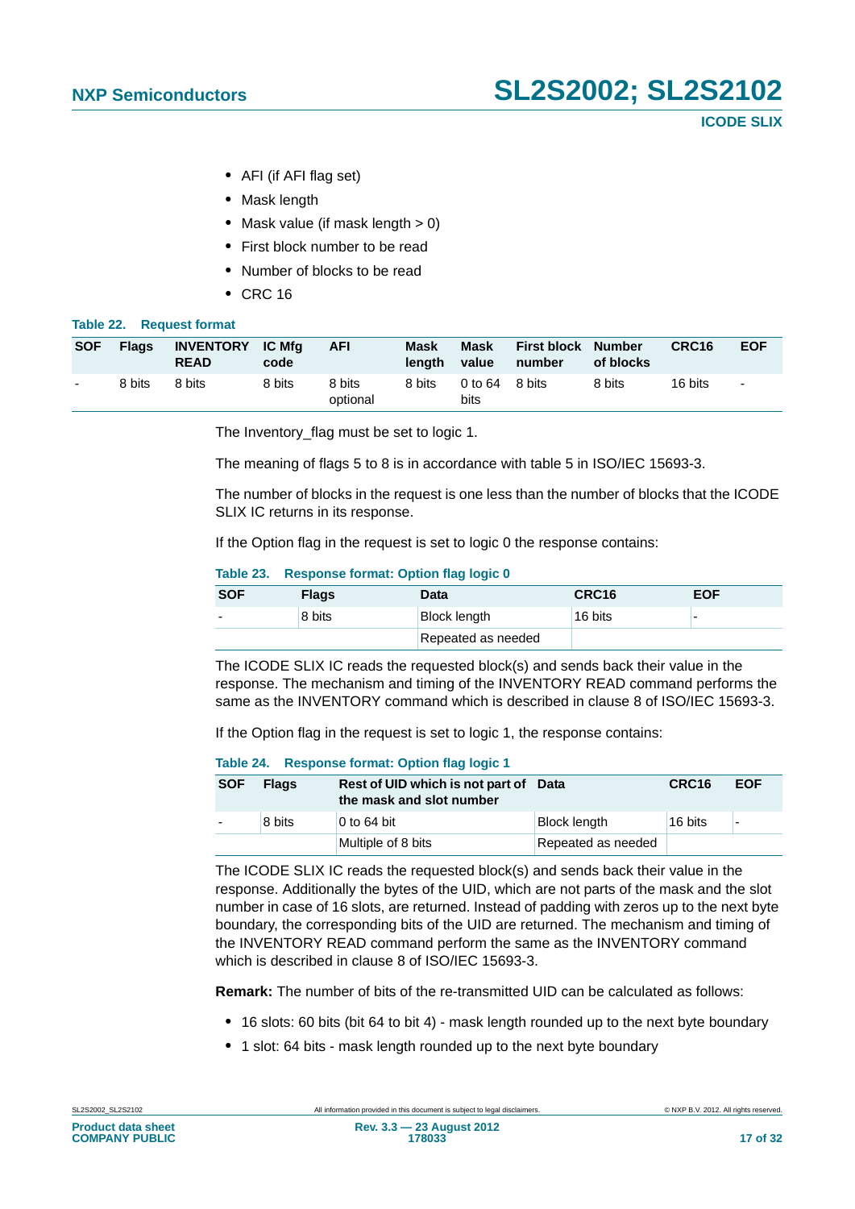- AFI (if AFI flag set)
- Mask length
- Mask value (if mask length > 0)
- First block number to be read
- Number of blocks to be read
- CRC 16

**Table 22. Request format**

| SOF | Flags | INVENTORY READ | IC Mfg code | AFI | Mask length | Mask value | First block number | Number of blocks | CRC16 | EOF |
|---|---|---|---|---|---|---|---|---|---|---|
| - | 8 bits | 8 bits | 8 bits | 8 bits optional | 8 bits | 0 to 64 bits | 8 bits | 8 bits | 16 bits | - |

The Inventory_flag must be set to logic 1.

The meaning of flags 5 to 8 is in accordance with table 5 in ISO/IEC 15693-3.

The number of blocks in the request is one less than the number of blocks that the ICODE SLIX IC returns in its response.

If the Option flag in the request is set to logic 0 the response contains:

**Table 23. Response format: Option flag logic 0**

| SOF | Flags | Data | CRC16 | EOF |
|---|---|---|---|---|
| - | 8 bits | Block length | 16 bits | - |
| | | Repeated as needed | | |

The ICODE SLIX IC reads the requested block(s) and sends back their value in the response. The mechanism and timing of the INVENTORY READ command performs the same as the INVENTORY command which is described in clause 8 of ISO/IEC 15693-3.

If the Option flag in the request is set to logic 1, the response contains:

**Table 24. Response format: Option flag logic 1**

| SOF | Flags | Rest of UID which is not part of the mask and slot number | Data | CRC16 | EOF |
|---|---|---|---|---|---|
| - | 8 bits | 0 to 64 bit | Block length | 16 bits | - |
| | | Multiple of 8 bits | Repeated as needed | | |

The ICODE SLIX IC reads the requested block(s) and sends back their value in the response. Additionally the bytes of the UID, which are not parts of the mask and the slot number in case of 16 slots, are returned. Instead of padding with zeros up to the next byte boundary, the corresponding bits of the UID are returned. The mechanism and timing of the INVENTORY READ command perform the same as the INVENTORY command which is described in clause 8 of ISO/IEC 15693-3.

**Remark:** The number of bits of the re-transmitted UID can be calculated as follows:

- 16 slots: 60 bits (bit 64 to bit 4) - mask length rounded up to the next byte boundary
- 1 slot: 64 bits - mask length rounded up to the next byte boundary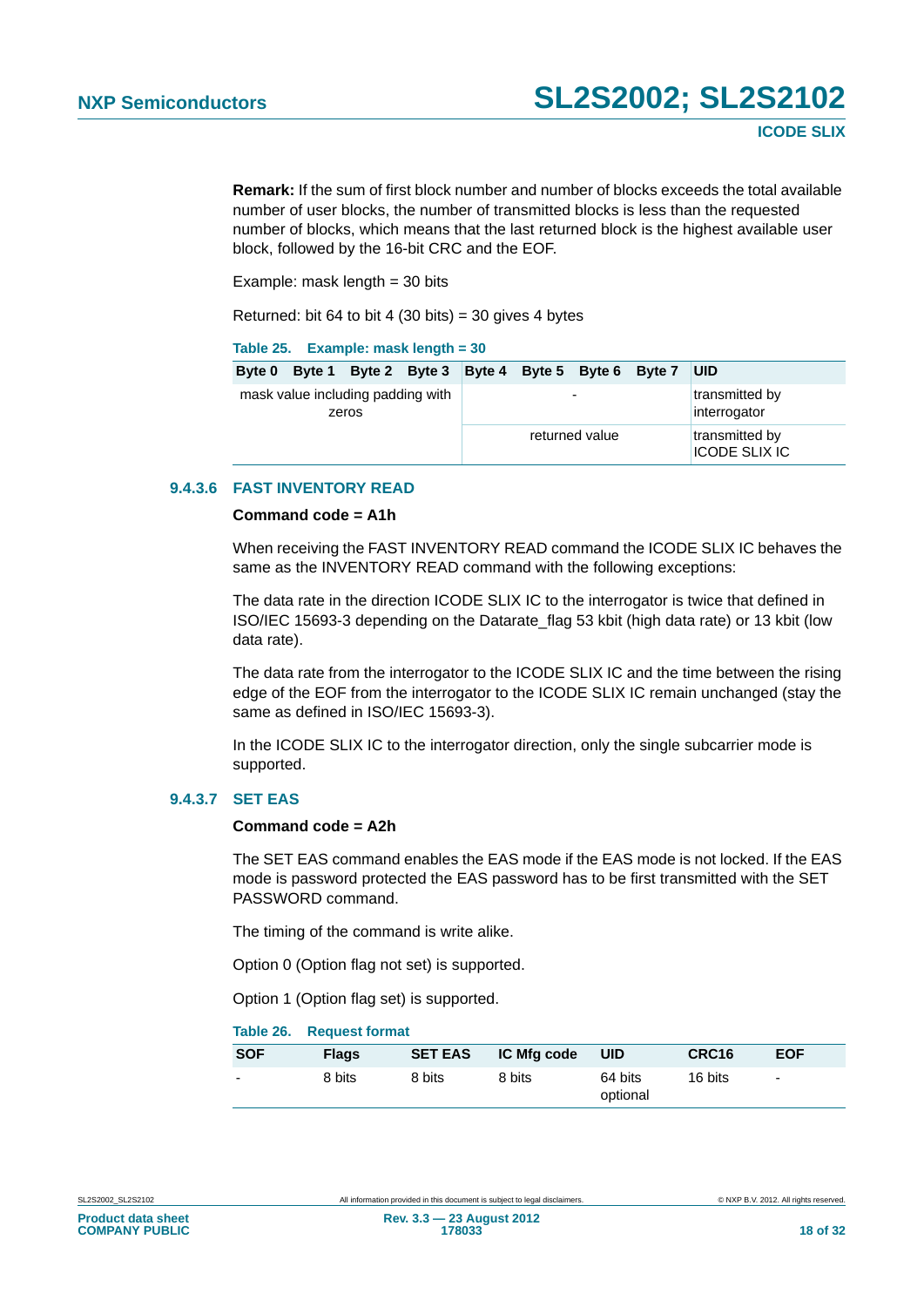**Remark:** If the sum of first block number and number of blocks exceeds the total available number of user blocks, the number of transmitted blocks is less than the requested number of blocks, which means that the last returned block is the highest available user block, followed by the 16-bit CRC and the EOF.

Example: mask length = 30 bits

Returned: bit 64 to bit 4 (30 bits) = 30 gives 4 bytes

**Table 25. Example: mask length = 30**

| Byte 0 | Byte 1 | Byte 2 | Byte 3 | Byte 4 | Byte 5 | Byte 6 | Byte 7 | UID |
|---|---|---|---|---|---|---|---|---|
| mask value including padding with zeros | | | | - | | | | transmitted by interrogator |
| | | | | returned value | | | | transmitted by ICODE SLIX IC |

### 9.4.3.6 FAST INVENTORY READ

**Command code = A1h**

When receiving the FAST INVENTORY READ command the ICODE SLIX IC behaves the same as the INVENTORY READ command with the following exceptions:

The data rate in the direction ICODE SLIX IC to the interrogator is twice that defined in ISO/IEC 15693-3 depending on the Datarate_flag 53 kbit (high data rate) or 13 kbit (low data rate).

The data rate from the interrogator to the ICODE SLIX IC and the time between the rising edge of the EOF from the interrogator to the ICODE SLIX IC remain unchanged (stay the same as defined in ISO/IEC 15693-3).

In the ICODE SLIX IC to the interrogator direction, only the single subcarrier mode is supported.

### 9.4.3.7 SET EAS

**Command code = A2h**

The SET EAS command enables the EAS mode if the EAS mode is not locked. If the EAS mode is password protected the EAS password has to be first transmitted with the SET PASSWORD command.

The timing of the command is write alike.

Option 0 (Option flag not set) is supported.

Option 1 (Option flag set) is supported.

**Table 26. Request format**

| SOF | Flags | SET EAS | IC Mfg code | UID | CRC16 | EOF |
|---|---|---|---|---|---|---|
| - | 8 bits | 8 bits | 8 bits | 64 bits optional | 16 bits | - |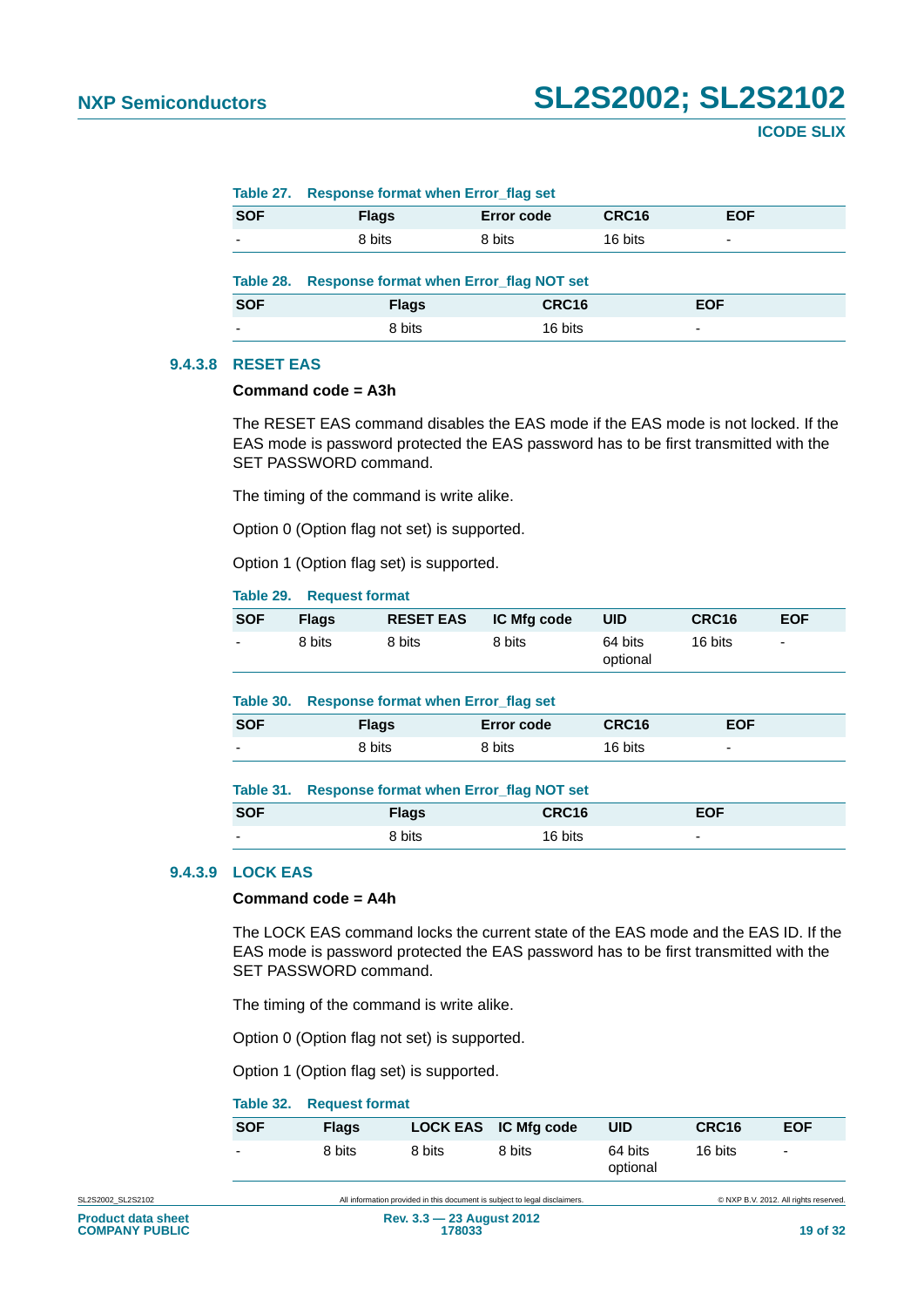**Table 27. Response format when Error_flag set**

| SOF | Flags | Error code | CRC16 | EOF |
|---|---|---|---|---|
| - | 8 bits | 8 bits | 16 bits | - |

**Table 28. Response format when Error_flag NOT set**

| SOF | Flags | CRC16 | EOF |
|---|---|---|---|
| - | 8 bits | 16 bits | - |

### 9.4.3.8 RESET EAS

**Command code = A3h**

The RESET EAS command disables the EAS mode if the EAS mode is not locked. If the EAS mode is password protected the EAS password has to be first transmitted with the SET PASSWORD command.

The timing of the command is write alike.

Option 0 (Option flag not set) is supported.

Option 1 (Option flag set) is supported.

**Table 29. Request format**

| SOF | Flags | RESET EAS | IC Mfg code | UID | CRC16 | EOF |
|---|---|---|---|---|---|---|
| - | 8 bits | 8 bits | 8 bits | 64 bits optional | 16 bits | - |

**Table 30. Response format when Error_flag set**

| SOF | Flags | Error code | CRC16 | EOF |
|---|---|---|---|---|
| - | 8 bits | 8 bits | 16 bits | - |

**Table 31. Response format when Error_flag NOT set**

| SOF | Flags | CRC16 | EOF |
|---|---|---|---|
| - | 8 bits | 16 bits | - |

### 9.4.3.9 LOCK EAS

**Command code = A4h**

The LOCK EAS command locks the current state of the EAS mode and the EAS ID. If the EAS mode is password protected the EAS password has to be first transmitted with the SET PASSWORD command.

The timing of the command is write alike.

Option 0 (Option flag not set) is supported.

Option 1 (Option flag set) is supported.

**Table 32. Request format**

| SOF | Flags | LOCK EAS | IC Mfg code | UID | CRC16 | EOF |
|---|---|---|---|---|---|---|
| - | 8 bits | 8 bits | 8 bits | 64 bits optional | 16 bits | - |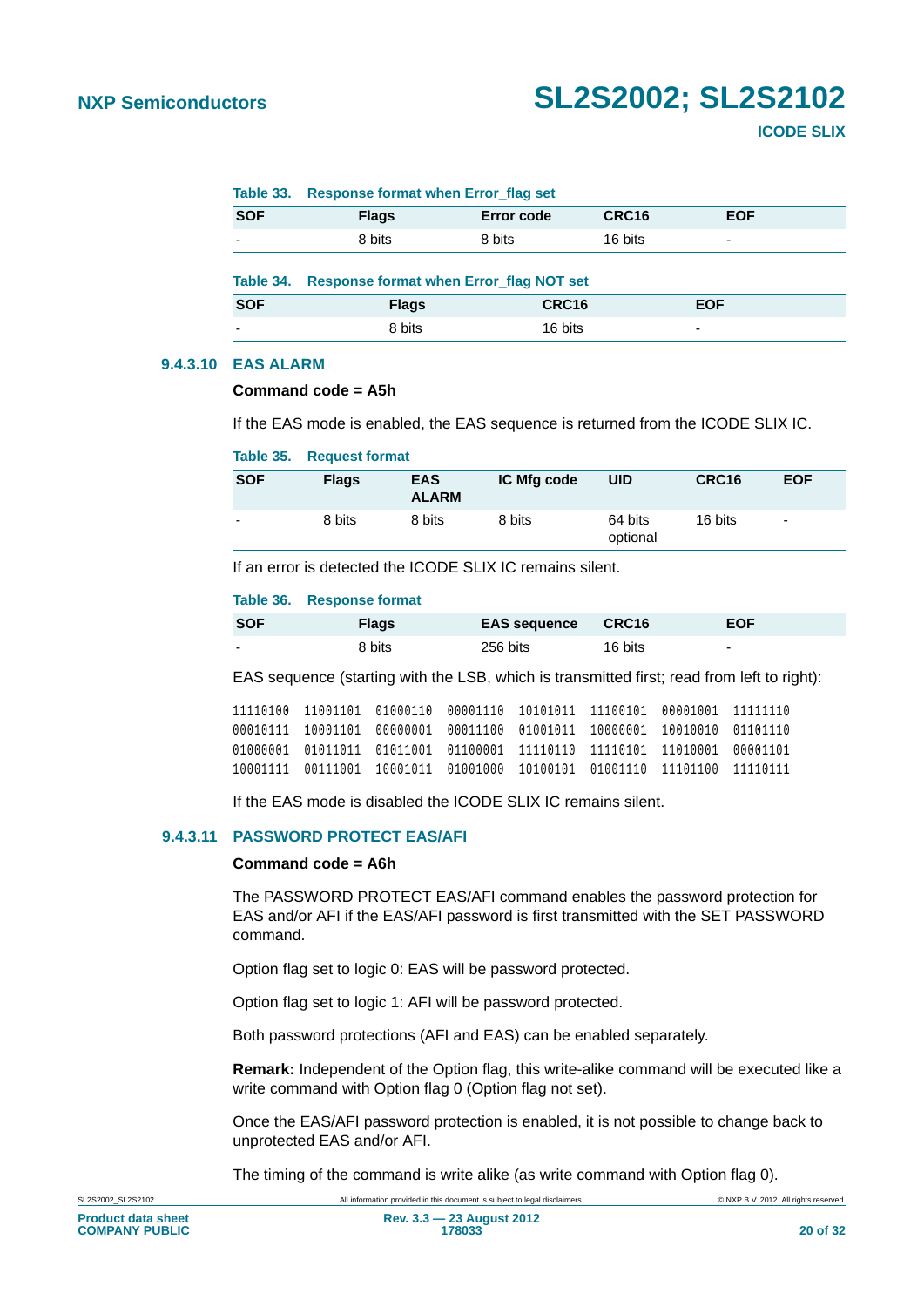**Table 33. Response format when Error_flag set**

| SOF | Flags | Error code | CRC16 | EOF |
|---|---|---|---|---|
| - | 8 bits | 8 bits | 16 bits | - |

**Table 34. Response format when Error_flag NOT set**

| SOF | Flags | CRC16 | EOF |
|---|---|---|---|
| - | 8 bits | 16 bits | - |

### 9.4.3.10 EAS ALARM

**Command code = A5h**

If the EAS mode is enabled, the EAS sequence is returned from the ICODE SLIX IC.

**Table 35. Request format**

| SOF | Flags | EAS ALARM | IC Mfg code | UID | CRC16 | EOF |
|---|---|---|---|---|---|---|
| - | 8 bits | 8 bits | 8 bits | 64 bits optional | 16 bits | - |

If an error is detected the ICODE SLIX IC remains silent.

**Table 36. Response format**

| SOF | Flags | EAS sequence | CRC16 | EOF |
|---|---|---|---|---|
| - | 8 bits | 256 bits | 16 bits | - |

EAS sequence (starting with the LSB, which is transmitted first; read from left to right):

```
11110100  11001101  01000110  00001110  10101011  11100101  00001001  11111110
00010111  10001101  00000001  00011100  01001011  10000001  10010010  01101110
01000001  01011011  01011001  01100001  11110110  11110101  11010001  00001101
10001111  00111001  10001011  01001000  10100101  01001110  11101100  11110111
```

If the EAS mode is disabled the ICODE SLIX IC remains silent.

### 9.4.3.11 PASSWORD PROTECT EAS/AFI

**Command code = A6h**

The PASSWORD PROTECT EAS/AFI command enables the password protection for EAS and/or AFI if the EAS/AFI password is first transmitted with the SET PASSWORD command.

Option flag set to logic 0: EAS will be password protected.

Option flag set to logic 1: AFI will be password protected.

Both password protections (AFI and EAS) can be enabled separately.

**Remark:** Independent of the Option flag, this write-alike command will be executed like a write command with Option flag 0 (Option flag not set).

Once the EAS/AFI password protection is enabled, it is not possible to change back to unprotected EAS and/or AFI.

The timing of the command is write alike (as write command with Option flag 0).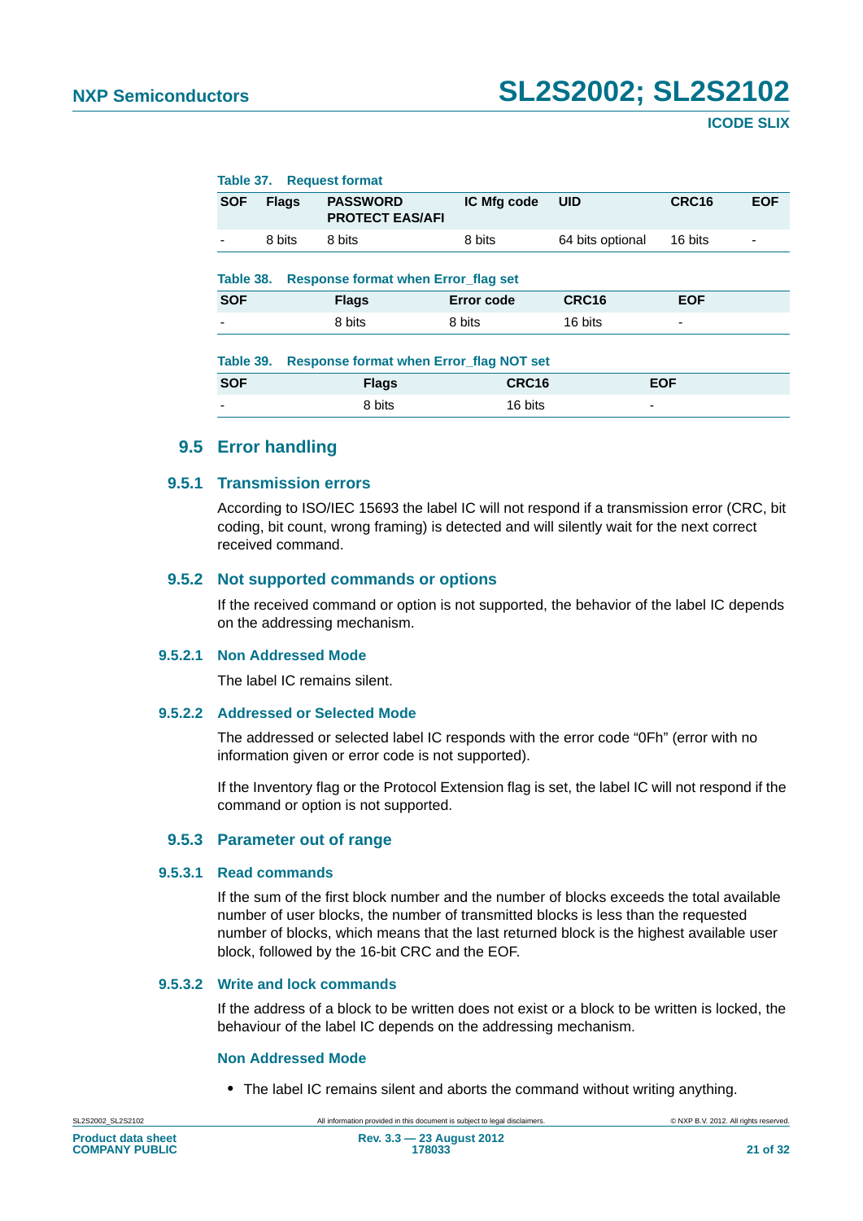**Table 37. Request format**

| SOF | Flags | PASSWORD PROTECT EAS/AFI | IC Mfg code | UID | CRC16 | EOF |
|---|---|---|---|---|---|---|
| - | 8 bits | 8 bits | 8 bits | 64 bits optional | 16 bits | - |

**Table 38. Response format when Error_flag set**

| SOF | Flags | Error code | CRC16 | EOF |
|---|---|---|---|---|
| - | 8 bits | 8 bits | 16 bits | - |

**Table 39. Response format when Error_flag NOT set**

| SOF | Flags | CRC16 | EOF |
|---|---|---|---|
| - | 8 bits | 16 bits | - |

## 9.5 Error handling

### 9.5.1 Transmission errors

According to ISO/IEC 15693 the label IC will not respond if a transmission error (CRC, bit coding, bit count, wrong framing) is detected and will silently wait for the next correct received command.

### 9.5.2 Not supported commands or options

If the received command or option is not supported, the behavior of the label IC depends on the addressing mechanism.

#### 9.5.2.1 Non Addressed Mode

The label IC remains silent.

#### 9.5.2.2 Addressed or Selected Mode

The addressed or selected label IC responds with the error code "0Fh" (error with no information given or error code is not supported).

If the Inventory flag or the Protocol Extension flag is set, the label IC will not respond if the command or option is not supported.

### 9.5.3 Parameter out of range

#### 9.5.3.1 Read commands

If the sum of the first block number and the number of blocks exceeds the total available number of user blocks, the number of transmitted blocks is less than the requested number of blocks, which means that the last returned block is the highest available user block, followed by the 16-bit CRC and the EOF.

#### 9.5.3.2 Write and lock commands

If the address of a block to be written does not exist or a block to be written is locked, the behaviour of the label IC depends on the addressing mechanism.

**Non Addressed Mode**

- The label IC remains silent and aborts the command without writing anything.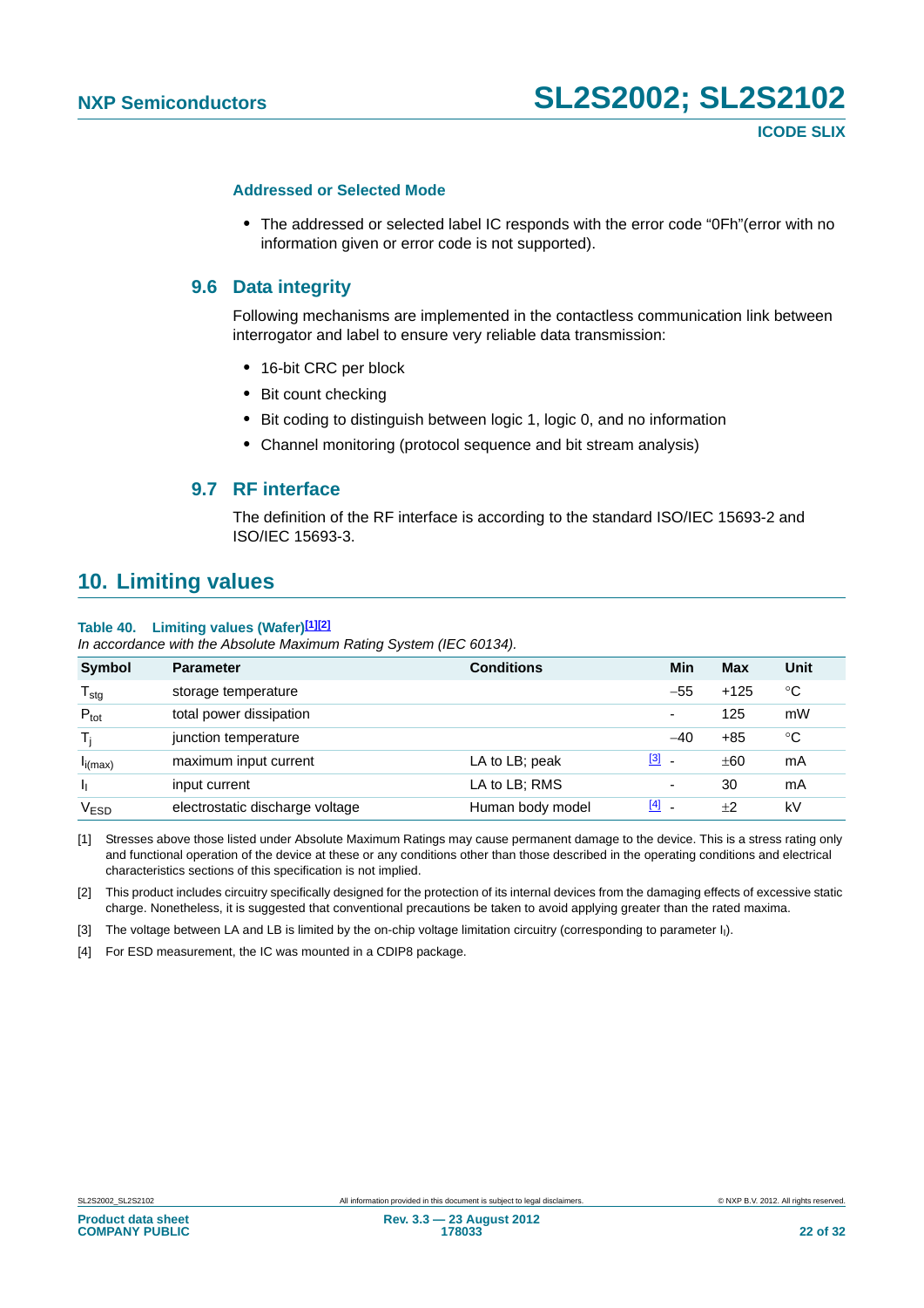#### Addressed or Selected Mode

- The addressed or selected label IC responds with the error code "0Fh"(error with no information given or error code is not supported).

### 9.6 Data integrity

Following mechanisms are implemented in the contactless communication link between interrogator and label to ensure very reliable data transmission:

- 16-bit CRC per block
- Bit count checking
- Bit coding to distinguish between logic 1, logic 0, and no information
- Channel monitoring (protocol sequence and bit stream analysis)

### 9.7 RF interface

The definition of the RF interface is according to the standard ISO/IEC 15693-2 and ISO/IEC 15693-3.

## 10. Limiting values

**Table 40. Limiting values (Wafer)[1][2]**

*In accordance with the Absolute Maximum Rating System (IEC 60134).*

| Symbol | Parameter | Conditions | | Min | Max | Unit |
|---|---|---|---|---|---|---|
| $T_{stg}$ | storage temperature | | | −55 | +125 | °C |
| $P_{tot}$ | total power dissipation | | | - | 125 | mW |
| $T_j$ | junction temperature | | | −40 | +85 | °C |
| $I_{i(max)}$ | maximum input current | LA to LB; peak | [3] | - | ±60 | mA |
| $I_I$ | input current | LA to LB; RMS | | - | 30 | mA |
| $V_{ESD}$ | electrostatic discharge voltage | Human body model | [4] | - | ±2 | kV |

[1] Stresses above those listed under Absolute Maximum Ratings may cause permanent damage to the device. This is a stress rating only and functional operation of the device at these or any conditions other than those described in the operating conditions and electrical characteristics sections of this specification is not implied.

[2] This product includes circuitry specifically designed for the protection of its internal devices from the damaging effects of excessive static charge. Nonetheless, it is suggested that conventional precautions be taken to avoid applying greater than the rated maxima.

[3] The voltage between LA and LB is limited by the on-chip voltage limitation circuitry (corresponding to parameter $I_I$).

[4] For ESD measurement, the IC was mounted in a CDIP8 package.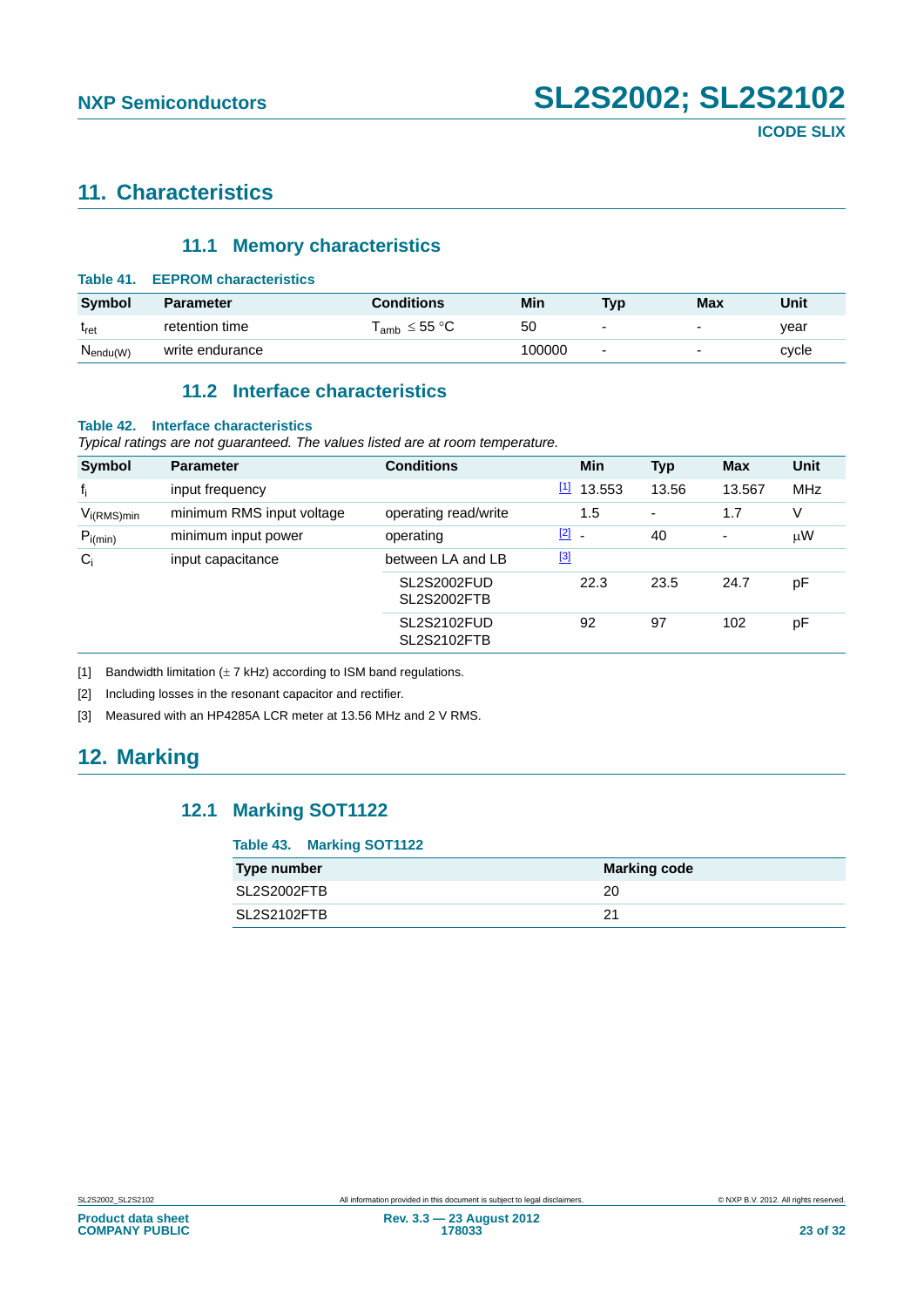# 11. Characteristics

## 11.1 Memory characteristics

**Table 41. EEPROM characteristics**

| Symbol | Parameter | Conditions | Min | Typ | Max | Unit |
|---|---|---|---|---|---|---|
| $t_{ret}$ | retention time | $T_{amb} \leq 55$ °C | 50 | - | - | year |
| $N_{endu(W)}$ | write endurance | | 100000 | - | - | cycle |

## 11.2 Interface characteristics

**Table 42. Interface characteristics**

*Typical ratings are not guaranteed. The values listed are at room temperature.*

| Symbol | Parameter | Conditions | | Min | Typ | Max | Unit |
|---|---|---|---|---|---|---|---|
| $f_i$ | input frequency | | [1] | 13.553 | 13.56 | 13.567 | MHz |
| $V_{i(RMS)min}$ | minimum RMS input voltage | operating read/write | | 1.5 | - | 1.7 | V |
| $P_{i(min)}$ | minimum input power | operating | [2] | - | 40 | - | μW |
| $C_i$ | input capacitance | between LA and LB | [3] | | | | |
| | | SL2S2002FUD SL2S2002FTB | | 22.3 | 23.5 | 24.7 | pF |
| | | SL2S2102FUD SL2S2102FTB | | 92 | 97 | 102 | pF |

[1] Bandwidth limitation (± 7 kHz) according to ISM band regulations.

[2] Including losses in the resonant capacitor and rectifier.

[3] Measured with an HP4285A LCR meter at 13.56 MHz and 2 V RMS.

# 12. Marking

## 12.1 Marking SOT1122

**Table 43. Marking SOT1122**

| Type number | Marking code |
|---|---|
| SL2S2002FTB | 20 |
| SL2S2102FTB | 21 |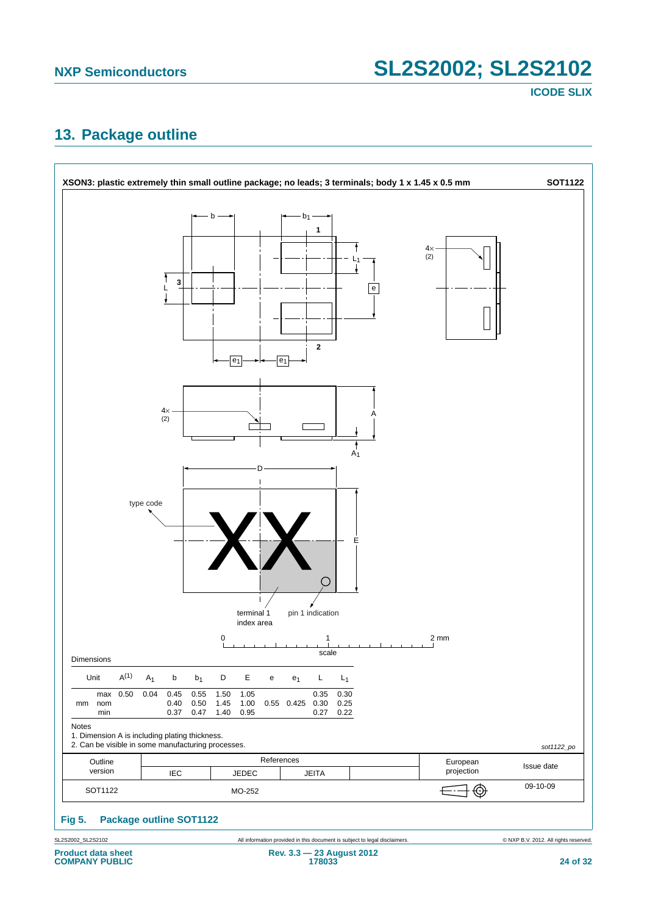## 13. Package outline

**XSON3: plastic extremely thin small outline package; no leads; 3 terminals; body 1 x 1.45 x 0.5 mm** **SOT1122**

Dimensions

| Unit | | $A^{(1)}$ | $A_1$ | b | $b_1$ | D | E | e | $e_1$ | L | $L_1$ |
|---|---|---|---|---|---|---|---|---|---|---|---|
| mm | max | 0.50 | 0.04 | 0.45 | 0.55 | 1.50 | 1.05 | | | 0.35 | 0.30 |
| | nom | | | 0.40 | 0.50 | 1.45 | 1.00 | 0.55 | 0.425 | 0.30 | 0.25 |
| | min | | | 0.37 | 0.47 | 1.40 | 0.95 | | | 0.27 | 0.22 |

Notes

1. Dimension A is including plating thickness.
2. Can be visible in some manufacturing processes.

| Outline version | References IEC | References JEDEC | References JEITA | European projection | Issue date |
|---|---|---|---|---|---|
| SOT1122 | | MO-252 | | | 09-10-09 |

**Fig 5. Package outline SOT1122**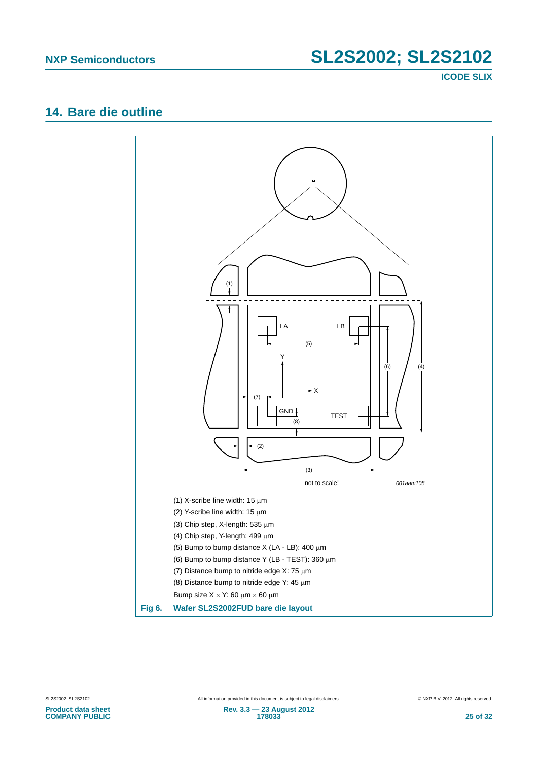## 14. Bare die outline

not to scale!

001aam108

(1) X-scribe line width: 15 μm

(2) Y-scribe line width: 15 μm

(3) Chip step, X-length: 535 μm

(4) Chip step, Y-length: 499 μm

(5) Bump to bump distance X (LA - LB): 400 μm

(6) Bump to bump distance Y (LB - TEST): 360 μm

(7) Distance bump to nitride edge X: 75 μm

(8) Distance bump to nitride edge Y: 45 μm

Bump size X × Y: 60 μm × 60 μm

**Fig 6. Wafer SL2S2002FUD bare die layout**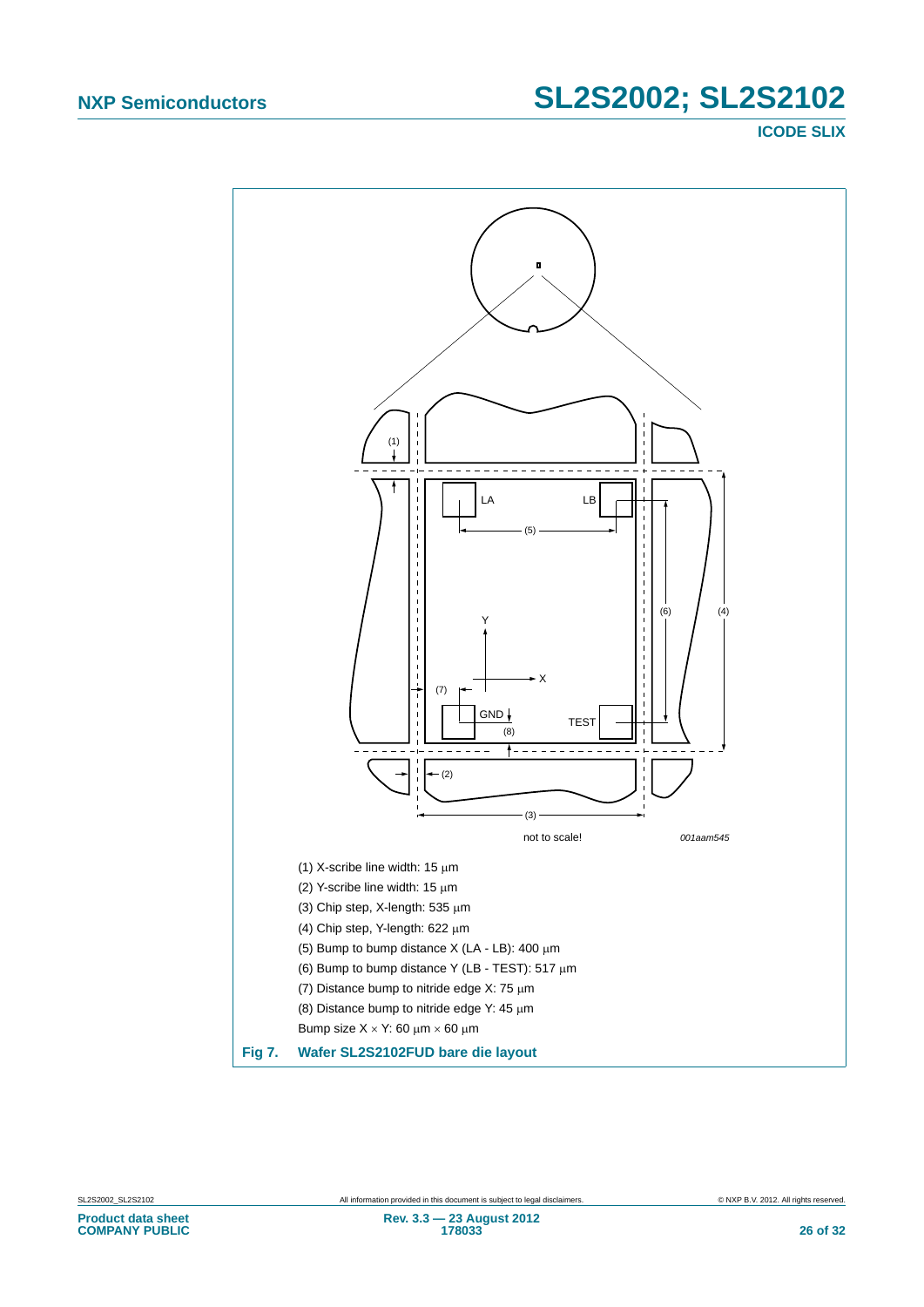not to scale!

001aam545

(1) X-scribe line width: 15 μm

(2) Y-scribe line width: 15 μm

(3) Chip step, X-length: 535 μm

(4) Chip step, Y-length: 622 μm

(5) Bump to bump distance X (LA - LB): 400 μm

(6) Bump to bump distance Y (LB - TEST): 517 μm

(7) Distance bump to nitride edge X: 75 μm

(8) Distance bump to nitride edge Y: 45 μm

Bump size X × Y: 60 μm × 60 μm

**Fig 7. Wafer SL2S2102FUD bare die layout**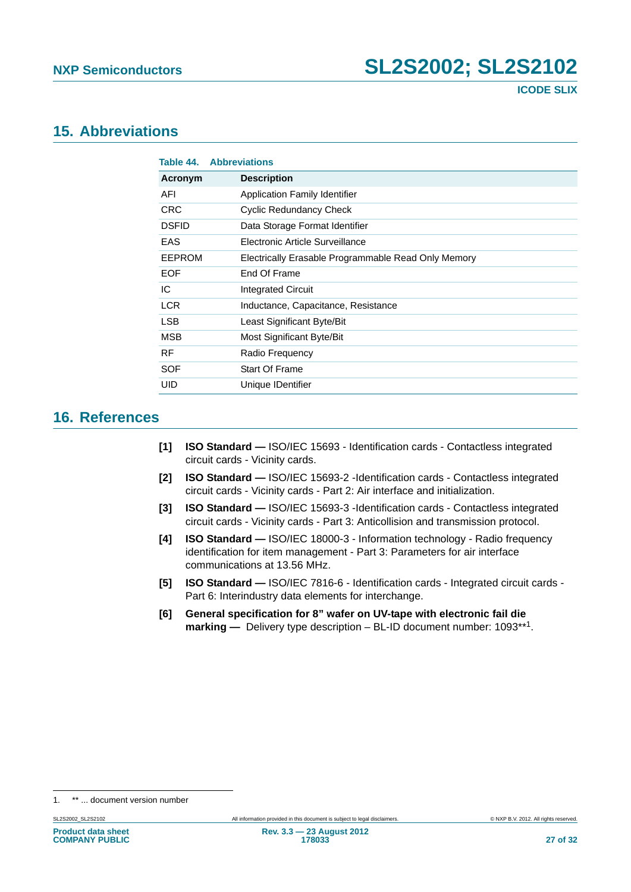## 15. Abbreviations

**Table 44. Abbreviations**

| Acronym | Description |
|---|---|
| AFI | Application Family Identifier |
| CRC | Cyclic Redundancy Check |
| DSFID | Data Storage Format Identifier |
| EAS | Electronic Article Surveillance |
| EEPROM | Electrically Erasable Programmable Read Only Memory |
| EOF | End Of Frame |
| IC | Integrated Circuit |
| LCR | Inductance, Capacitance, Resistance |
| LSB | Least Significant Byte/Bit |
| MSB | Most Significant Byte/Bit |
| RF | Radio Frequency |
| SOF | Start Of Frame |
| UID | Unique IDentifier |

## 16. References

**[1]** **ISO Standard —** ISO/IEC 15693 - Identification cards - Contactless integrated circuit cards - Vicinity cards.

**[2]** **ISO Standard —** ISO/IEC 15693-2 -Identification cards - Contactless integrated circuit cards - Vicinity cards - Part 2: Air interface and initialization.

**[3]** **ISO Standard —** ISO/IEC 15693-3 -Identification cards - Contactless integrated circuit cards - Vicinity cards - Part 3: Anticollision and transmission protocol.

**[4]** **ISO Standard —** ISO/IEC 18000-3 - Information technology - Radio frequency identification for item management - Part 3: Parameters for air interface communications at 13.56 MHz.

**[5]** **ISO Standard —** ISO/IEC 7816-6 - Identification cards - Integrated circuit cards - Part 6: Interindustry data elements for interchange.

**[6]** **General specification for 8” wafer on UV-tape with electronic fail die marking —** Delivery type description – BL-ID document number: 1093**[1].

1. ** ... document version number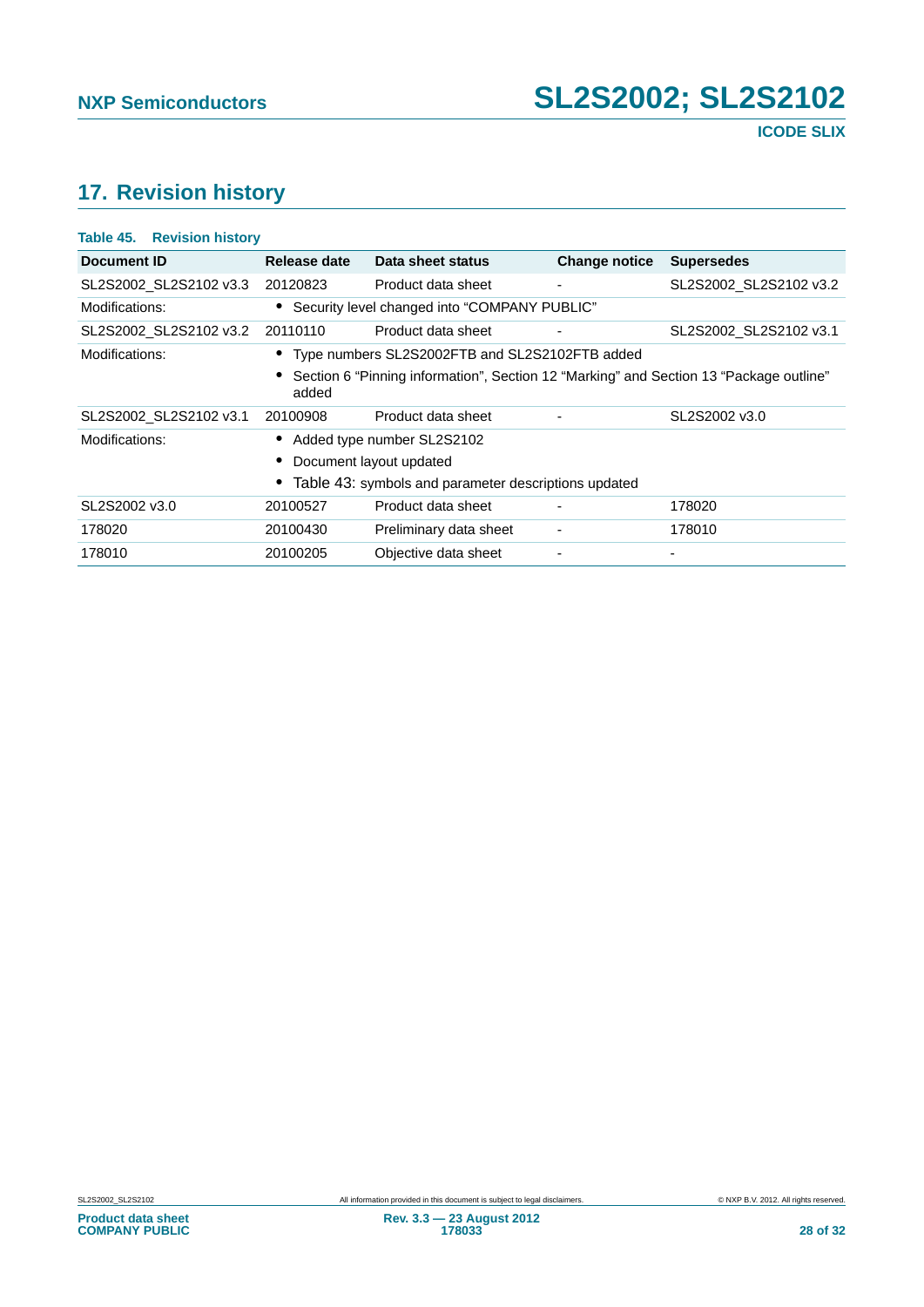## 17. Revision history

**Table 45. Revision history**

| Document ID | Release date | Data sheet status | Change notice | Supersedes |
|---|---|---|---|---|
| SL2S2002_SL2S2102 v3.3 | 20120823 | Product data sheet | - | SL2S2002_SL2S2102 v3.2 |
| Modifications: | • Security level changed into "COMPANY PUBLIC" | | | |
| SL2S2002_SL2S2102 v3.2 | 20110110 | Product data sheet | - | SL2S2002_SL2S2102 v3.1 |
| Modifications: | • Type numbers SL2S2002FTB and SL2S2102FTB added<br>• Section 6 "Pinning information", Section 12 "Marking" and Section 13 "Package outline" added | | | |
| SL2S2002_SL2S2102 v3.1 | 20100908 | Product data sheet | - | SL2S2002 v3.0 |
| Modifications: | • Added type number SL2S2102<br>• Document layout updated<br>• Table 43: symbols and parameter descriptions updated | | | |
| SL2S2002 v3.0 | 20100527 | Product data sheet | - | 178020 |
| 178020 | 20100430 | Preliminary data sheet | - | 178010 |
| 178010 | 20100205 | Objective data sheet | - | - |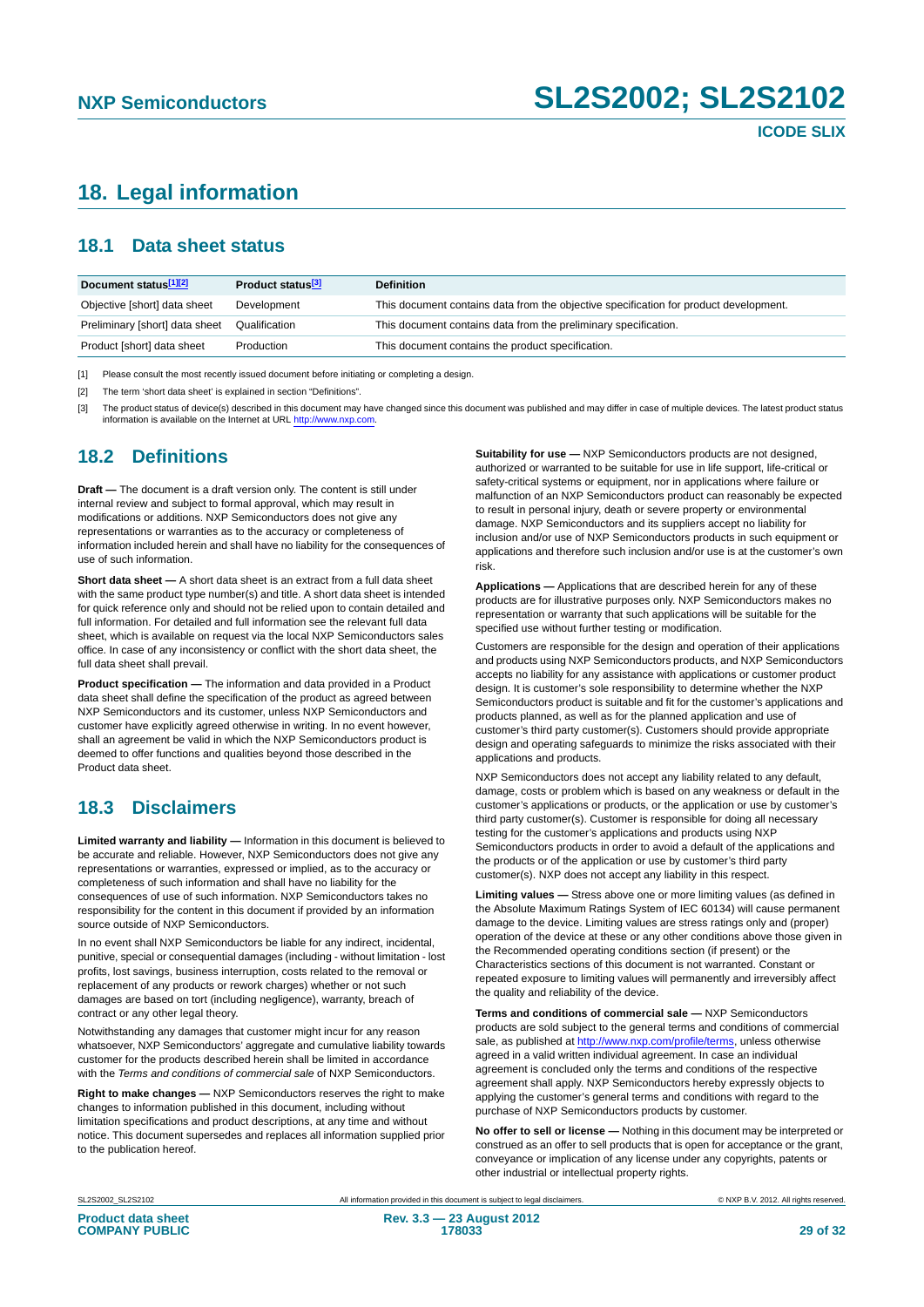# 18. Legal information

## 18.1 Data sheet status

| Document status[1][2] | Product status[3] | Definition |
|---|---|---|
| Objective [short] data sheet | Development | This document contains data from the objective specification for product development. |
| Preliminary [short] data sheet | Qualification | This document contains data from the preliminary specification. |
| Product [short] data sheet | Production | This document contains the product specification. |

[1] Please consult the most recently issued document before initiating or completing a design.

[2] The term 'short data sheet' is explained in section "Definitions".

[3] The product status of device(s) described in this document may have changed since this document was published and may differ in case of multiple devices. The latest product status information is available on the Internet at URL http://www.nxp.com.

## 18.2 Definitions

**Draft —** The document is a draft version only. The content is still under internal review and subject to formal approval, which may result in modifications or additions. NXP Semiconductors does not give any representations or warranties as to the accuracy or completeness of information included herein and shall have no liability for the consequences of use of such information.

**Short data sheet —** A short data sheet is an extract from a full data sheet with the same product type number(s) and title. A short data sheet is intended for quick reference only and should not be relied upon to contain detailed and full information. For detailed and full information see the relevant full data sheet, which is available on request via the local NXP Semiconductors sales office. In case of any inconsistency or conflict with the short data sheet, the full data sheet shall prevail.

**Product specification —** The information and data provided in a Product data sheet shall define the specification of the product as agreed between NXP Semiconductors and its customer, unless NXP Semiconductors and customer have explicitly agreed otherwise in writing. In no event however, shall an agreement be valid in which the NXP Semiconductors product is deemed to offer functions and qualities beyond those described in the Product data sheet.

## 18.3 Disclaimers

**Limited warranty and liability —** Information in this document is believed to be accurate and reliable. However, NXP Semiconductors does not give any representations or warranties, expressed or implied, as to the accuracy or completeness of such information and shall have no liability for the consequences of use of such information. NXP Semiconductors takes no responsibility for the content in this document if provided by an information source outside of NXP Semiconductors.

In no event shall NXP Semiconductors be liable for any indirect, incidental, punitive, special or consequential damages (including - without limitation - lost profits, lost savings, business interruption, costs related to the removal or replacement of any products or rework charges) whether or not such damages are based on tort (including negligence), warranty, breach of contract or any other legal theory.

Notwithstanding any damages that customer might incur for any reason whatsoever, NXP Semiconductors' aggregate and cumulative liability towards customer for the products described herein shall be limited in accordance with the *Terms and conditions of commercial sale* of NXP Semiconductors.

**Right to make changes —** NXP Semiconductors reserves the right to make changes to information published in this document, including without limitation specifications and product descriptions, at any time and without notice. This document supersedes and replaces all information supplied prior to the publication hereof.

**Suitability for use —** NXP Semiconductors products are not designed, authorized or warranted to be suitable for use in life support, life-critical or safety-critical systems or equipment, nor in applications where failure or malfunction of an NXP Semiconductors product can reasonably be expected to result in personal injury, death or severe property or environmental damage. NXP Semiconductors and its suppliers accept no liability for inclusion and/or use of NXP Semiconductors products in such equipment or applications and therefore such inclusion and/or use is at the customer's own risk.

**Applications —** Applications that are described herein for any of these products are for illustrative purposes only. NXP Semiconductors makes no representation or warranty that such applications will be suitable for the specified use without further testing or modification.

Customers are responsible for the design and operation of their applications and products using NXP Semiconductors products, and NXP Semiconductors accepts no liability for any assistance with applications or customer product design. It is customer's sole responsibility to determine whether the NXP Semiconductors product is suitable and fit for the customer's applications and products planned, as well as for the planned application and use of customer's third party customer(s). Customers should provide appropriate design and operating safeguards to minimize the risks associated with their applications and products.

NXP Semiconductors does not accept any liability related to any default, damage, costs or problem which is based on any weakness or default in the customer's applications or products, or the application or use by customer's third party customer(s). Customer is responsible for doing all necessary testing for the customer's applications and products using NXP Semiconductors products in order to avoid a default of the applications and the products or of the application or use by customer's third party customer(s). NXP does not accept any liability in this respect.

**Limiting values —** Stress above one or more limiting values (as defined in the Absolute Maximum Ratings System of IEC 60134) will cause permanent damage to the device. Limiting values are stress ratings only and (proper) operation of the device at these or any other conditions above those given in the Recommended operating conditions section (if present) or the Characteristics sections of this document is not warranted. Constant or repeated exposure to limiting values will permanently and irreversibly affect the quality and reliability of the device.

**Terms and conditions of commercial sale —** NXP Semiconductors products are sold subject to the general terms and conditions of commercial sale, as published at http://www.nxp.com/profile/terms, unless otherwise agreed in a valid written individual agreement. In case an individual agreement is concluded only the terms and conditions of the respective agreement shall apply. NXP Semiconductors hereby expressly objects to applying the customer's general terms and conditions with regard to the purchase of NXP Semiconductors products by customer.

**No offer to sell or license —** Nothing in this document may be interpreted or construed as an offer to sell products that is open for acceptance or the grant, conveyance or implication of any license under any copyrights, patents or other industrial or intellectual property rights.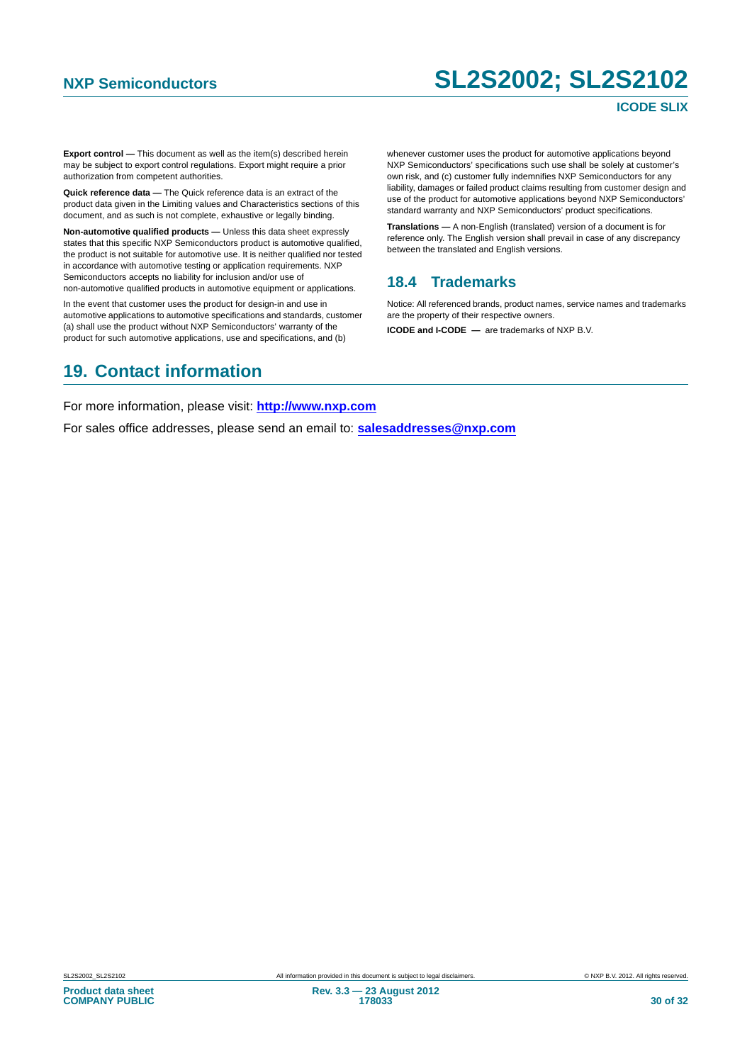**Export control —** This document as well as the item(s) described herein may be subject to export control regulations. Export might require a prior authorization from competent authorities.

**Quick reference data —** The Quick reference data is an extract of the product data given in the Limiting values and Characteristics sections of this document, and as such is not complete, exhaustive or legally binding.

**Non-automotive qualified products —** Unless this data sheet expressly states that this specific NXP Semiconductors product is automotive qualified, the product is not suitable for automotive use. It is neither qualified nor tested in accordance with automotive testing or application requirements. NXP Semiconductors accepts no liability for inclusion and/or use of non-automotive qualified products in automotive equipment or applications.

In the event that customer uses the product for design-in and use in automotive applications to automotive specifications and standards, customer (a) shall use the product without NXP Semiconductors' warranty of the product for such automotive applications, use and specifications, and (b) whenever customer uses the product for automotive applications beyond NXP Semiconductors' specifications such use shall be solely at customer's own risk, and (c) customer fully indemnifies NXP Semiconductors for any liability, damages or failed product claims resulting from customer design and use of the product for automotive applications beyond NXP Semiconductors' standard warranty and NXP Semiconductors' product specifications.

**Translations —** A non-English (translated) version of a document is for reference only. The English version shall prevail in case of any discrepancy between the translated and English versions.

### 18.4 Trademarks

Notice: All referenced brands, product names, service names and trademarks are the property of their respective owners.

**ICODE and I-CODE —** are trademarks of NXP B.V.

## 19. Contact information

For more information, please visit: **http://www.nxp.com**

For sales office addresses, please send an email to: **salesaddresses@nxp.com**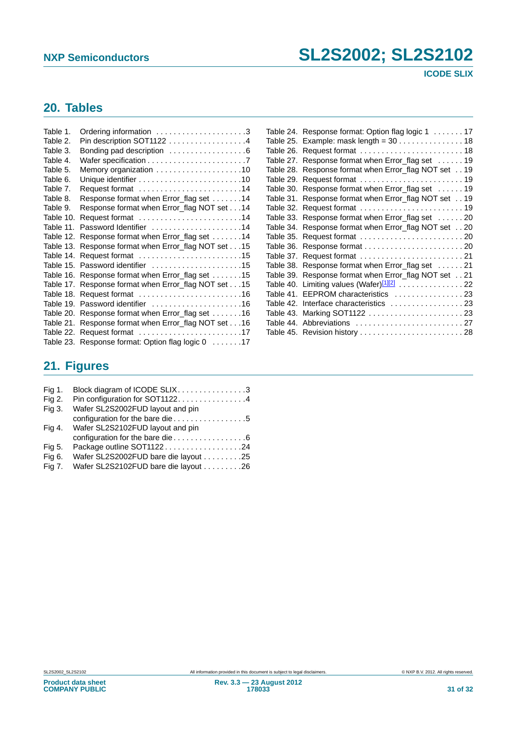## 20. Tables

Table 1. Ordering information . . . . . . . . . . . . . . . . . . . . .3
Table 2. Pin description SOT1122 . . . . . . . . . . . . . . . . . .4
Table 3. Bonding pad description . . . . . . . . . . . . . . . . . .6
Table 4. Wafer specification . . . . . . . . . . . . . . . . . . . . . . .7
Table 5. Memory organization . . . . . . . . . . . . . . . . . . . .10
Table 6. Unique identifier . . . . . . . . . . . . . . . . . . . . . . . .10
Table 7. Request format . . . . . . . . . . . . . . . . . . . . . . . .14
Table 8. Response format when Error_flag set . . . . . . .14
Table 9. Response format when Error_flag NOT set . . .14
Table 10. Request format . . . . . . . . . . . . . . . . . . . . . . . .14
Table 11. Password Identifier . . . . . . . . . . . . . . . . . . . . .14
Table 12. Response format when Error_flag set . . . . . . .14
Table 13. Response format when Error_flag NOT set . . .15
Table 14. Request format . . . . . . . . . . . . . . . . . . . . . . . .15
Table 15. Password identifier . . . . . . . . . . . . . . . . . . . . .15
Table 16. Response format when Error_flag set . . . . . . .15
Table 17. Response format when Error_flag NOT set . . .15
Table 18. Request format . . . . . . . . . . . . . . . . . . . . . . . .16
Table 19. Password identifier . . . . . . . . . . . . . . . . . . . . .16
Table 20. Response format when Error_flag set . . . . . . .16
Table 21. Response format when Error_flag NOT set . . .16
Table 22. Request format . . . . . . . . . . . . . . . . . . . . . . . .17
Table 23. Response format: Option flag logic 0 . . . . . . .17
Table 24. Response format: Option flag logic 1 . . . . . . . 17
Table 25. Example: mask length = 30 . . . . . . . . . . . . . . . 18
Table 26. Request format . . . . . . . . . . . . . . . . . . . . . . . . 18
Table 27. Response format when Error_flag set . . . . . . 19
Table 28. Response format when Error_flag NOT set . . 19
Table 29. Request format . . . . . . . . . . . . . . . . . . . . . . . . 19
Table 30. Response format when Error_flag set . . . . . . 19
Table 31. Response format when Error_flag NOT set . . 19
Table 32. Request format . . . . . . . . . . . . . . . . . . . . . . . . 19
Table 33. Response format when Error_flag set . . . . . . 20
Table 34. Response format when Error_flag NOT set . . 20
Table 35. Request format . . . . . . . . . . . . . . . . . . . . . . . . 20
Table 36. Response format . . . . . . . . . . . . . . . . . . . . . . . 20
Table 37. Request format . . . . . . . . . . . . . . . . . . . . . . . . 21
Table 38. Response format when Error_flag set . . . . . . 21
Table 39. Response format when Error_flag NOT set . . 21
Table 40. Limiting values (Wafer)[1][2] . . . . . . . . . . . . . . 22
Table 41. EEPROM characteristics . . . . . . . . . . . . . . . . 23
Table 42. Interface characteristics . . . . . . . . . . . . . . . . . 23
Table 43. Marking SOT1122 . . . . . . . . . . . . . . . . . . . . . . 23
Table 44. Abbreviations . . . . . . . . . . . . . . . . . . . . . . . . . 27
Table 45. Revision history . . . . . . . . . . . . . . . . . . . . . . . . 28

## 21. Figures

Fig 1. Block diagram of ICODE SLIX. . . . . . . . . . . . . . . .3
Fig 2. Pin configuration for SOT1122. . . . . . . . . . . . . . . .4
Fig 3. Wafer SL2S2002FUD layout and pin configuration for the bare die . . . . . . . . . . . . . . . . .5
Fig 4. Wafer SL2S2102FUD layout and pin configuration for the bare die . . . . . . . . . . . . . . . . .6
Fig 5. Package outline SOT1122 . . . . . . . . . . . . . . . . . .24
Fig 6. Wafer SL2S2002FUD bare die layout . . . . . . . . .25
Fig 7. Wafer SL2S2102FUD bare die layout . . . . . . . . .26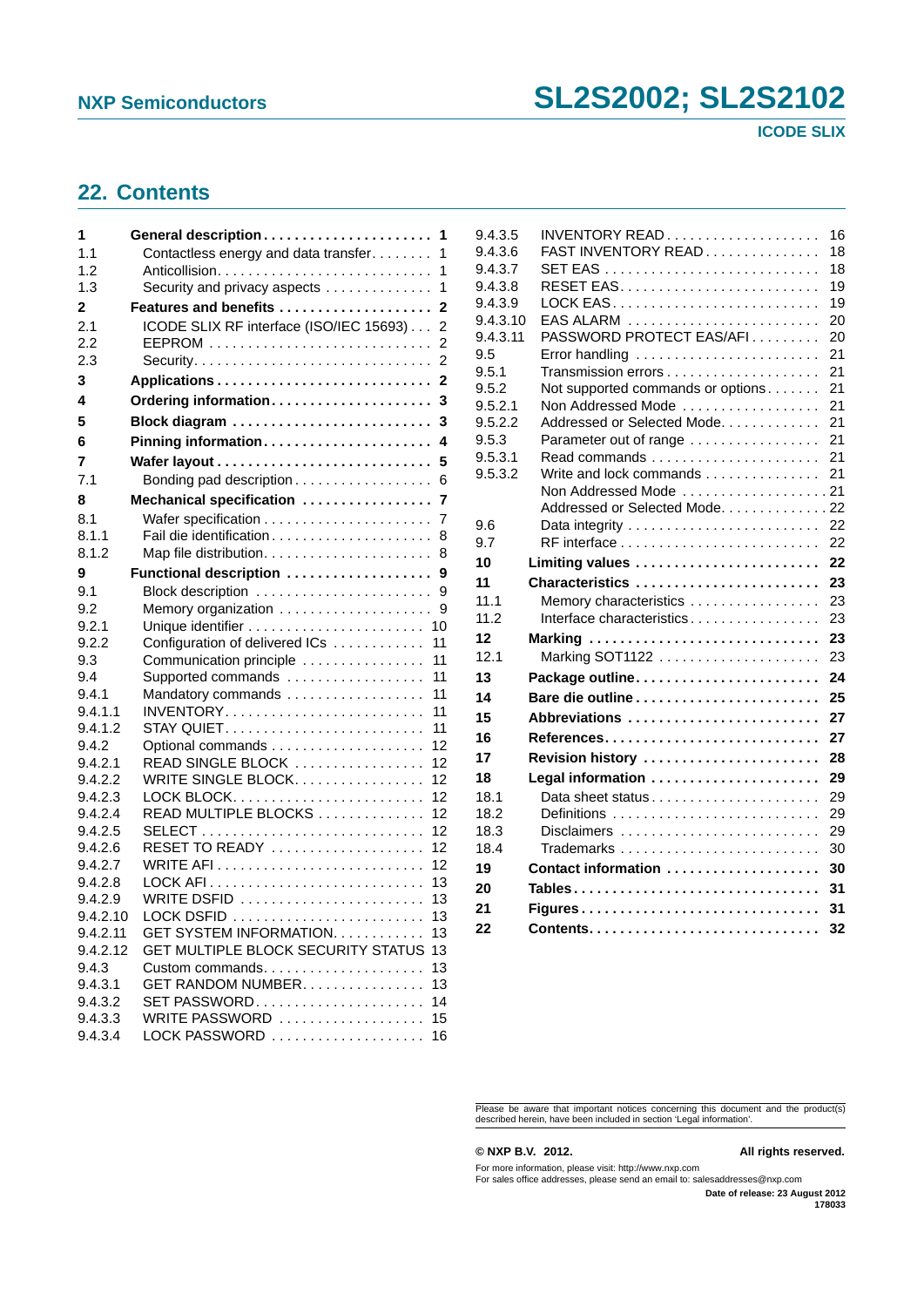## 22. Contents

| | | |
|---|---|---|
| **1** | **General description** | **1** |
| 1.1 | Contactless energy and data transfer | 1 |
| 1.2 | Anticollision | 1 |
| 1.3 | Security and privacy aspects | 1 |
| **2** | **Features and benefits** | **2** |
| 2.1 | ICODE SLIX RF interface (ISO/IEC 15693) | 2 |
| 2.2 | EEPROM | 2 |
| 2.3 | Security | 2 |
| **3** | **Applications** | **2** |
| **4** | **Ordering information** | **3** |
| **5** | **Block diagram** | **3** |
| **6** | **Pinning information** | **4** |
| **7** | **Wafer layout** | **5** |
| 7.1 | Bonding pad description | 6 |
| **8** | **Mechanical specification** | **7** |
| 8.1 | Wafer specification | 7 |
| 8.1.1 | Fail die identification | 8 |
| 8.1.2 | Map file distribution | 8 |
| **9** | **Functional description** | **9** |
| 9.1 | Block description | 9 |
| 9.2 | Memory organization | 9 |
| 9.2.1 | Unique identifier | 10 |
| 9.2.2 | Configuration of delivered ICs | 11 |
| 9.3 | Communication principle | 11 |
| 9.4 | Supported commands | 11 |
| 9.4.1 | Mandatory commands | 11 |
| 9.4.1.1 | INVENTORY | 11 |
| 9.4.1.2 | STAY QUIET | 11 |
| 9.4.2 | Optional commands | 12 |
| 9.4.2.1 | READ SINGLE BLOCK | 12 |
| 9.4.2.2 | WRITE SINGLE BLOCK | 12 |
| 9.4.2.3 | LOCK BLOCK | 12 |
| 9.4.2.4 | READ MULTIPLE BLOCKS | 12 |
| 9.4.2.5 | SELECT | 12 |
| 9.4.2.6 | RESET TO READY | 12 |
| 9.4.2.7 | WRITE AFI | 12 |
| 9.4.2.8 | LOCK AFI | 13 |
| 9.4.2.9 | WRITE DSFID | 13 |
| 9.4.2.10 | LOCK DSFID | 13 |
| 9.4.2.11 | GET SYSTEM INFORMATION | 13 |
| 9.4.2.12 | GET MULTIPLE BLOCK SECURITY STATUS | 13 |
| 9.4.3 | Custom commands | 13 |
| 9.4.3.1 | GET RANDOM NUMBER | 13 |
| 9.4.3.2 | SET PASSWORD | 14 |
| 9.4.3.3 | WRITE PASSWORD | 15 |
| 9.4.3.4 | LOCK PASSWORD | 16 |
| 9.4.3.5 | INVENTORY READ | 16 |
| 9.4.3.6 | FAST INVENTORY READ | 18 |
| 9.4.3.7 | SET EAS | 18 |
| 9.4.3.8 | RESET EAS | 19 |
| 9.4.3.9 | LOCK EAS | 19 |
| 9.4.3.10 | EAS ALARM | 20 |
| 9.4.3.11 | PASSWORD PROTECT EAS/AFI | 20 |
| 9.5 | Error handling | 21 |
| 9.5.1 | Transmission errors | 21 |
| 9.5.2 | Not supported commands or options | 21 |
| 9.5.2.1 | Non Addressed Mode | 21 |
| 9.5.2.2 | Addressed or Selected Mode | 21 |
| 9.5.3 | Parameter out of range | 21 |
| 9.5.3.1 | Read commands | 21 |
| 9.5.3.2 | Write and lock commands | 21 |
| | Non Addressed Mode | 21 |
| | Addressed or Selected Mode | 22 |
| 9.6 | Data integrity | 22 |
| 9.7 | RF interface | 22 |
| **10** | **Limiting values** | **22** |
| **11** | **Characteristics** | **23** |
| 11.1 | Memory characteristics | 23 |
| 11.2 | Interface characteristics | 23 |
| **12** | **Marking** | **23** |
| 12.1 | Marking SOT1122 | 23 |
| **13** | **Package outline** | **24** |
| **14** | **Bare die outline** | **25** |
| **15** | **Abbreviations** | **27** |
| **16** | **References** | **27** |
| **17** | **Revision history** | **28** |
| **18** | **Legal information** | **29** |
| 18.1 | Data sheet status | 29 |
| 18.2 | Definitions | 29 |
| 18.3 | Disclaimers | 29 |
| 18.4 | Trademarks | 30 |
| **19** | **Contact information** | **30** |
| **20** | **Tables** | **31** |
| **21** | **Figures** | **31** |
| **22** | **Contents** | **32** |

Please be aware that important notices concerning this document and the product(s) described herein, have been included in section 'Legal information'.

**© NXP B.V. 2012. All rights reserved.**

For more information, please visit: http://www.nxp.com
For sales office addresses, please send an email to: salesaddresses@nxp.com

**Date of release: 23 August 2012**
**178033**